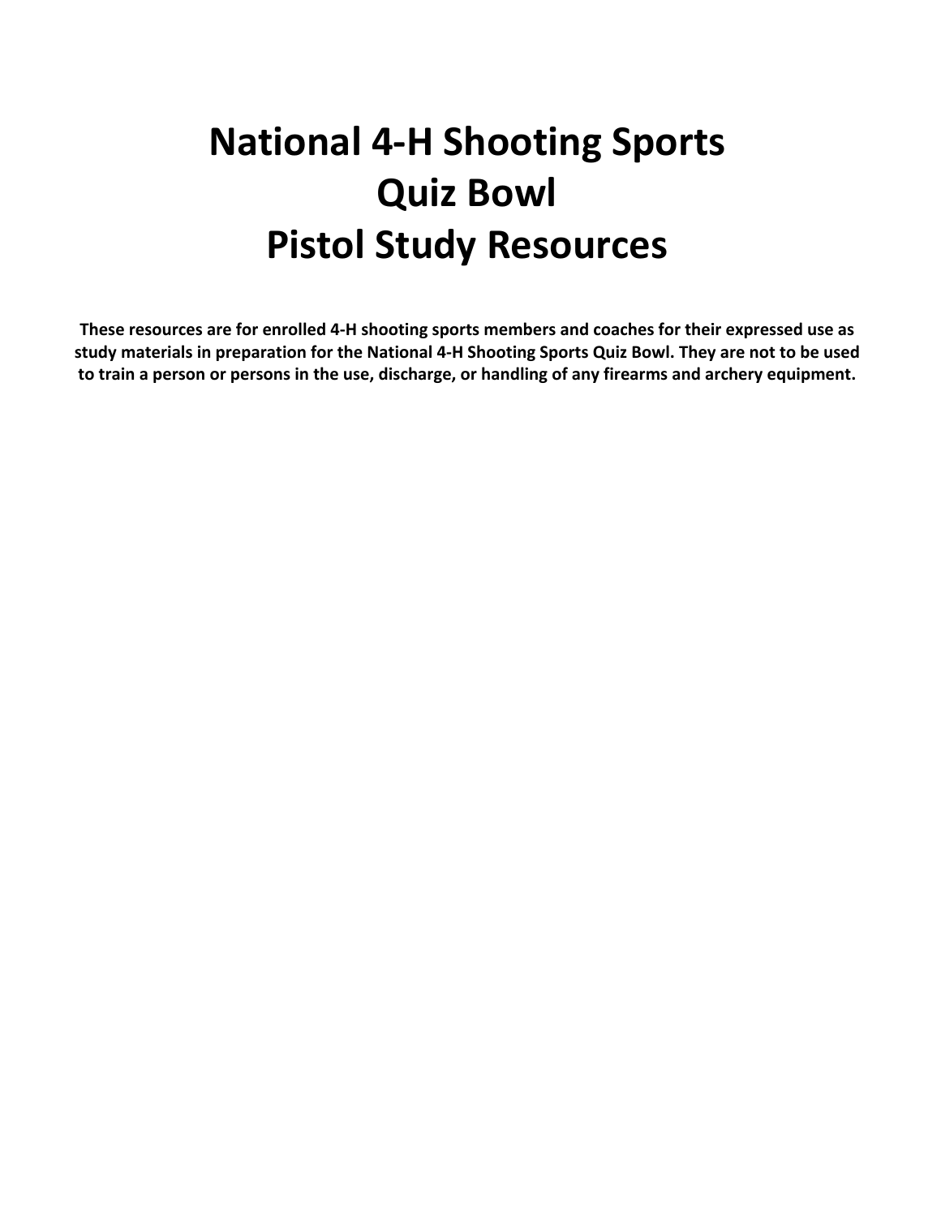# National 4-H Shooting Sports Quiz Bowl Pistol Study Resources

**These resources are for enrolled 4-H shooting sports members and coaches for their expressed use as study materials in preparation for the National 4-H Shooting Sports Quiz Bowl. They are not to be used to train a person or persons in the use, discharge, or handling of any firearms and archery equipment.**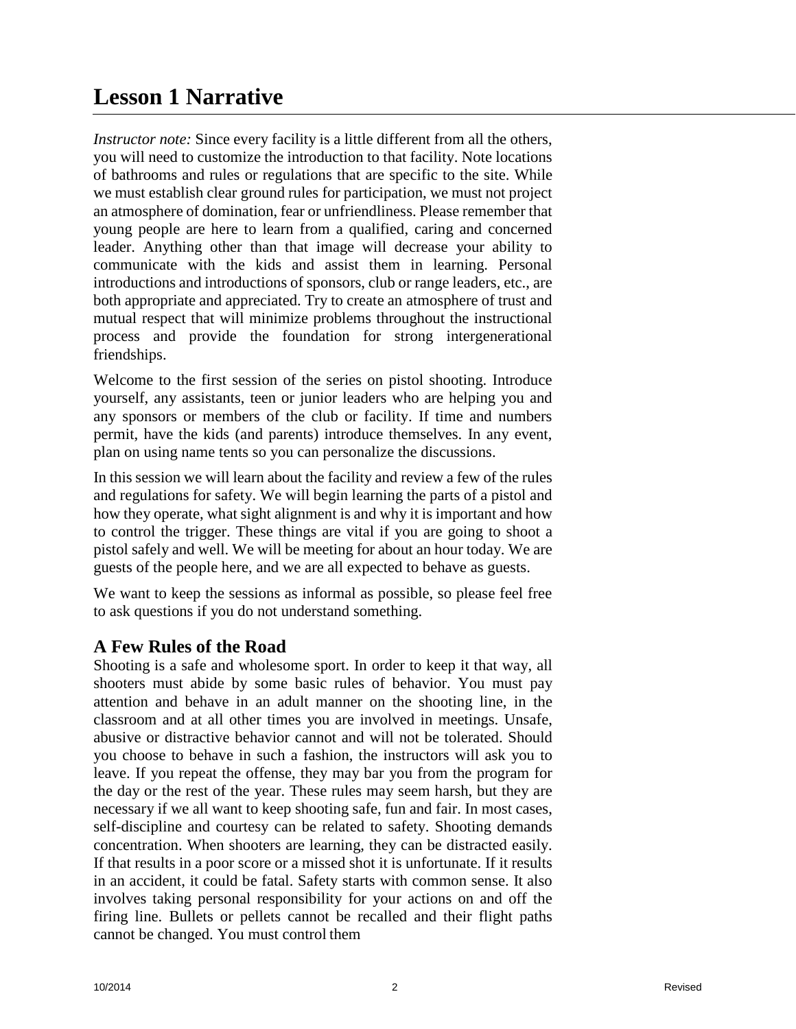# Lesson 1 Narrative

*Instructor note:* Since every facility is a little different from all the others, you will need to customize the introduction to that facility. Note locations of bathrooms and rules or regulations that are specific to the site. While we must establish clear ground rules for participation, we must not project an atmosphere of domination, fear or unfriendliness. Please remember that young people are here to learn from a qualified, caring and concerned leader. Anything other than that image will decrease your ability to communicate with the kids and assist them in learning. Personal introductions and introductions of sponsors, club or range leaders, etc., are both appropriate and appreciated. Try to create an atmosphere of trust and mutual respect that will minimize problems throughout the instructional process and provide the foundation for strong intergenerational friendships.

Welcome to the first session of the series on pistol shooting. Introduce yourself, any assistants, teen or junior leaders who are helping you and any sponsors or members of the club or facility. If time and numbers permit, have the kids (and parents) introduce themselves. In any event, plan on using name tents so you can personalize the discussions.

In this session we will learn about the facility and review a few of the rules and regulations for safety. We will begin learning the parts of a pistol and how they operate, what sight alignment is and why it is important and how to control the trigger. These things are vital if you are going to shoot a pistol safely and well. We will be meeting for about an hour today. We are guests of the people here, and we are all expected to behave as guests.

We want to keep the sessions as informal as possible, so please feel free to ask questions if you do not understand something.

## A Few Rules of the Road

Shooting is a safe and wholesome sport. In order to keep it that way, all shooters must abide by some basic rules of behavior. You must pay attention and behave in an adult manner on the shooting line, in the classroom and at all other times you are involved in meetings. Unsafe, abusive or distractive behavior cannot and will not be tolerated. Should you choose to behave in such a fashion, the instructors will ask you to leave. If you repeat the offense, they may bar you from the program for the day or the rest of the year. These rules may seem harsh, but they are necessary if we all want to keep shooting safe, fun and fair. In most cases, self-discipline and courtesy can be related to safety. Shooting demands concentration. When shooters are learning, they can be distracted easily. If that results in a poor score or a missed shot it is unfortunate. If it results in an accident, it could be fatal. Safety starts with common sense. It also involves taking personal responsibility for your actions on and off the firing line. Bullets or pellets cannot be recalled and their flight paths cannot be changed. You must control them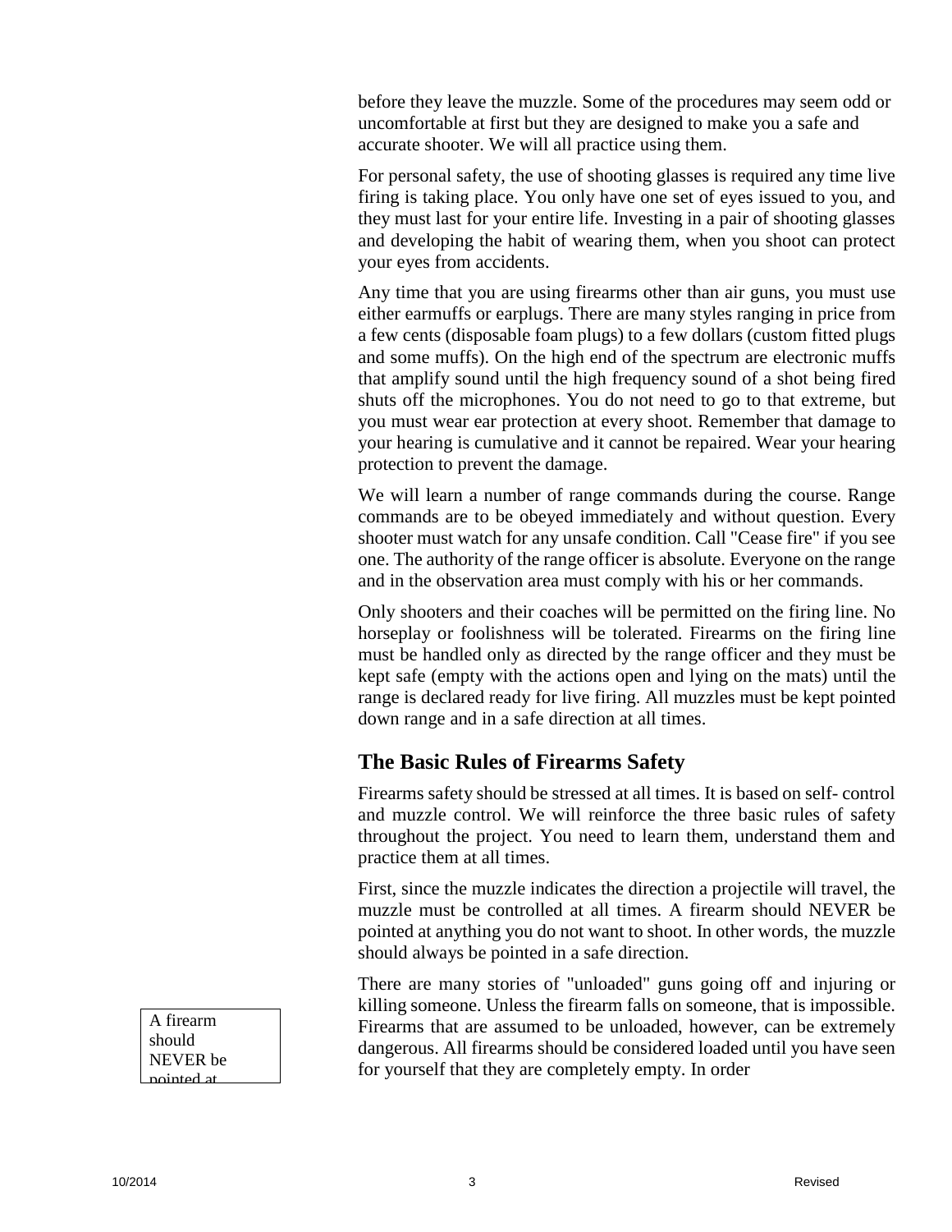before they leave the muzzle. Some of the procedures may seem odd or uncomfortable at first but they are designed to make you a safe and accurate shooter. We will all practice using them.

For personal safety, the use of shooting glasses is required any time live firing is taking place. You only have one set of eyes issued to you, and they must last for your entire life. Investing in a pair of shooting glasses and developing the habit of wearing them, when you shoot can protect your eyes from accidents.

Any time that you are using firearms other than air guns, you must use either earmuffs or earplugs. There are many styles ranging in price from a few cents (disposable foam plugs) to a few dollars (custom fitted plugs and some muffs). On the high end of the spectrum are electronic muffs that amplify sound until the high frequency sound of a shot being fired shuts off the microphones. You do not need to go to that extreme, but you must wear ear protection at every shoot. Remember that damage to your hearing is cumulative and it cannot be repaired. Wear your hearing protection to prevent the damage.

We will learn a number of range commands during the course. Range commands are to be obeyed immediately and without question. Every shooter must watch for any unsafe condition. Call "Cease fire" if you see one. The authority of the range officer is absolute. Everyone on the range and in the observation area must comply with his or her commands.

Only shooters and their coaches will be permitted on the firing line. No horseplay or foolishness will be tolerated. Firearms on the firing line must be handled only as directed by the range officer and they must be kept safe (empty with the actions open and lying on the mats) until the range is declared ready for live firing. All muzzles must be kept pointed down range and in a safe direction at all times.

## The Basic Rules of Firearms Safety

Firearms safety should be stressed at all times. It is based on self- control and muzzle control. We will reinforce the three basic rules of safety throughout the project. You need to learn them, understand them and practice them at all times.

First, since the muzzle indicates the direction a projectile will travel, the muzzle must be controlled at all times. A firearm should NEVER be pointed at anything you do not want to shoot. In other words, the muzzle should always be pointed in a safe direction.

A firearm should NEVER be pointed at

There are many stories of "unloaded" guns going off and injuring or killing someone. Unless the firearm falls on someone, that is impossible. Firearms that are assumed to be unloaded, however, can be extremely dangerous. All firearms should be considered loaded until you have seen for yourself that they are completely empty. In order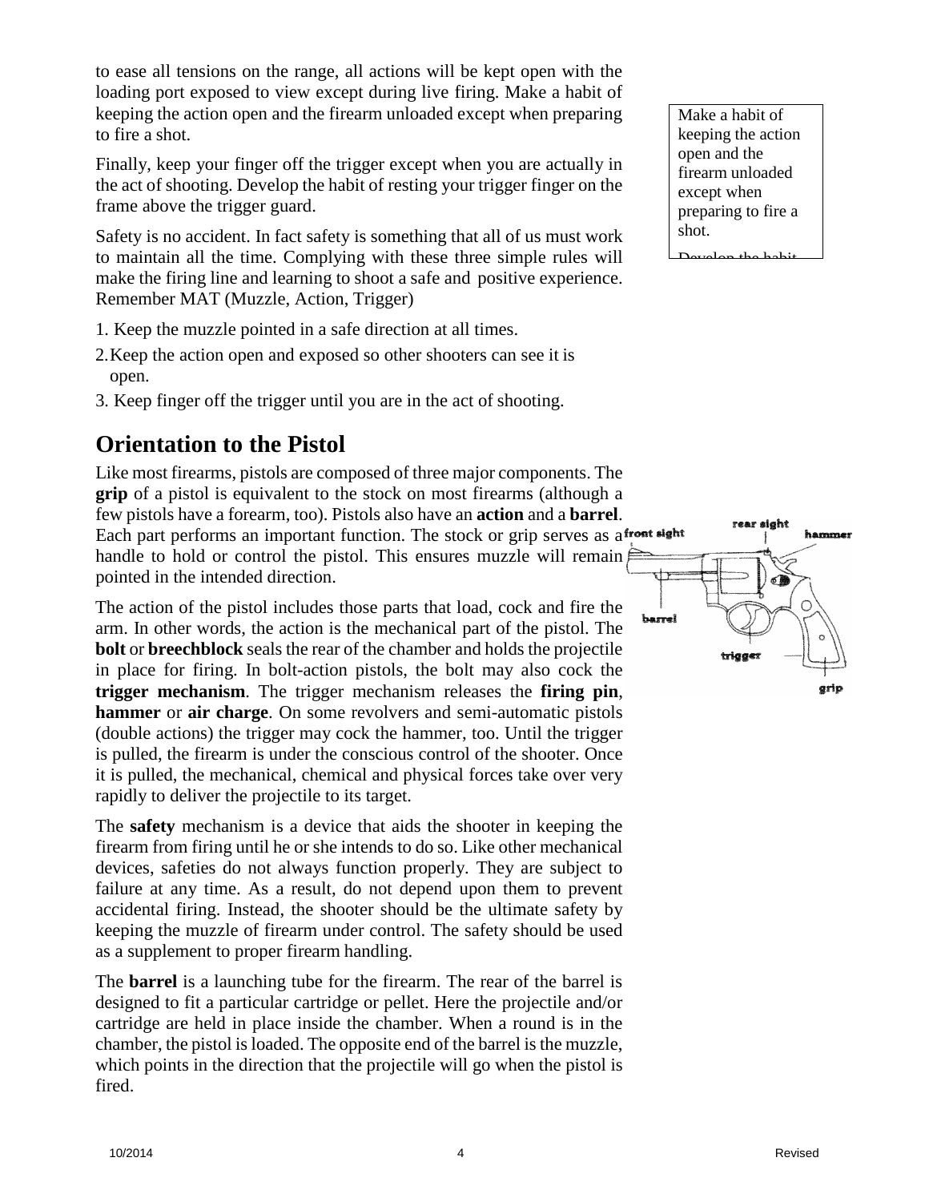to ease all tensions on the range, all actions will be kept open with the loading port exposed to view except during live firing. Make a habit of keeping the action open and the firearm unloaded except when preparing to fire a shot.

Make a habit of keeping the action open and the firearm unloaded except when preparing to fire a shot.

Finally, keep your finger off the trigger except when you are actually in the act of shooting. Develop the habit of resting your trigger finger on the frame above the trigger guard.

Safety is no accident. In fact safety is something that all of us must work to maintain all the time. Complying with these three simple rules will make the firing line and learning to shoot a safe and positive experience. Remember MAT (Muzzle, Action, Trigger)

1. Keep the muzzle pointed in a safe direction at all times.
2. Keep the action open and exposed so other shooters can see it is open.
3. Keep finger off the trigger until you are in the act of shooting.

## Orientation to the Pistol

Like most firearms, pistols are composed of three major components. The **grip** of a pistol is equivalent to the stock on most firearms (although a few pistols have a forearm, too). Pistols also have an **action** and a **barrel**. Each part performs an important function. The stock or grip serves as a handle to hold or control the pistol. This ensures muzzle will remain pointed in the intended direction.

The action of the pistol includes those parts that load, cock and fire the arm. In other words, the action is the mechanical part of the pistol. The **bolt** or **breechblock** seals the rear of the chamber and holds the projectile in place for firing. In bolt-action pistols, the bolt may also cock the **trigger mechanism**. The trigger mechanism releases the **firing pin**, **hammer** or **air charge**. On some revolvers and semi-automatic pistols (double actions) the trigger may cock the hammer, too. Until the trigger is pulled, the firearm is under the conscious control of the shooter. Once it is pulled, the mechanical, chemical and physical forces take over very rapidly to deliver the projectile to its target.

The **safety** mechanism is a device that aids the shooter in keeping the firearm from firing until he or she intends to do so. Like other mechanical devices, safeties do not always function properly. They are subject to failure at any time. As a result, do not depend upon them to prevent accidental firing. Instead, the shooter should be the ultimate safety by keeping the muzzle of firearm under control. The safety should be used as a supplement to proper firearm handling.

The **barrel** is a launching tube for the firearm. The rear of the barrel is designed to fit a particular cartridge or pellet. Here the projectile and/or cartridge are held in place inside the chamber. When a round is in the chamber, the pistol is loaded. The opposite end of the barrel is the muzzle, which points in the direction that the projectile will go when the pistol is fired.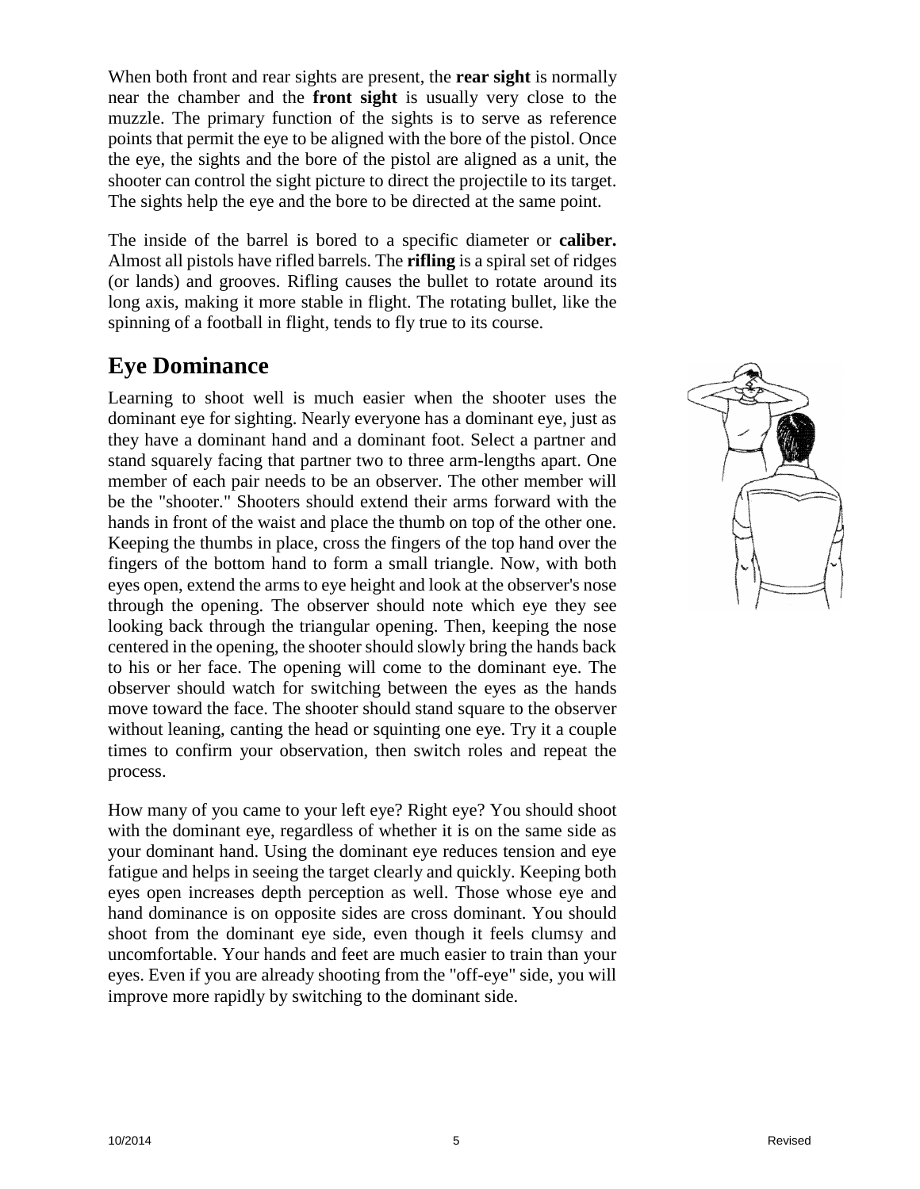When both front and rear sights are present, the **rear sight** is normally near the chamber and the **front sight** is usually very close to the muzzle. The primary function of the sights is to serve as reference points that permit the eye to be aligned with the bore of the pistol. Once the eye, the sights and the bore of the pistol are aligned as a unit, the shooter can control the sight picture to direct the projectile to its target. The sights help the eye and the bore to be directed at the same point.

The inside of the barrel is bored to a specific diameter or **caliber.** Almost all pistols have rifled barrels. The **rifling** is a spiral set of ridges (or lands) and grooves. Rifling causes the bullet to rotate around its long axis, making it more stable in flight. The rotating bullet, like the spinning of a football in flight, tends to fly true to its course.

## Eye Dominance

Learning to shoot well is much easier when the shooter uses the dominant eye for sighting. Nearly everyone has a dominant eye, just as they have a dominant hand and a dominant foot. Select a partner and stand squarely facing that partner two to three arm-lengths apart. One member of each pair needs to be an observer. The other member will be the "shooter." Shooters should extend their arms forward with the hands in front of the waist and place the thumb on top of the other one. Keeping the thumbs in place, cross the fingers of the top hand over the fingers of the bottom hand to form a small triangle. Now, with both eyes open, extend the arms to eye height and look at the observer's nose through the opening. The observer should note which eye they see looking back through the triangular opening. Then, keeping the nose centered in the opening, the shooter should slowly bring the hands back to his or her face. The opening will come to the dominant eye. The observer should watch for switching between the eyes as the hands move toward the face. The shooter should stand square to the observer without leaning, canting the head or squinting one eye. Try it a couple times to confirm your observation, then switch roles and repeat the process.

How many of you came to your left eye? Right eye? You should shoot with the dominant eye, regardless of whether it is on the same side as your dominant hand. Using the dominant eye reduces tension and eye fatigue and helps in seeing the target clearly and quickly. Keeping both eyes open increases depth perception as well. Those whose eye and hand dominance is on opposite sides are cross dominant. You should shoot from the dominant eye side, even though it feels clumsy and uncomfortable. Your hands and feet are much easier to train than your eyes. Even if you are already shooting from the "off-eye" side, you will improve more rapidly by switching to the dominant side.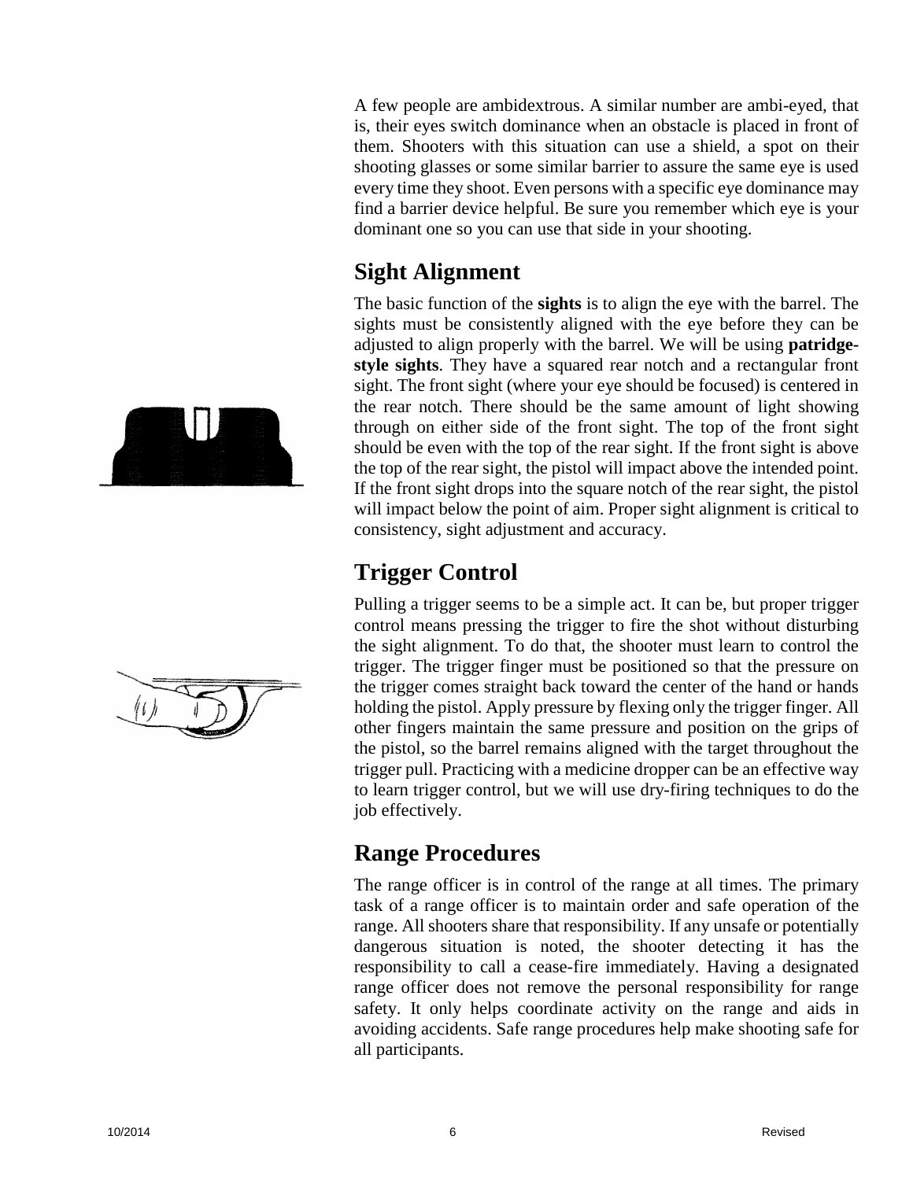A few people are ambidextrous. A similar number are ambi-eyed, that is, their eyes switch dominance when an obstacle is placed in front of them. Shooters with this situation can use a shield, a spot on their shooting glasses or some similar barrier to assure the same eye is used every time they shoot. Even persons with a specific eye dominance may find a barrier device helpful. Be sure you remember which eye is your dominant one so you can use that side in your shooting.

## Sight Alignment

The basic function of the **sights** is to align the eye with the barrel. The sights must be consistently aligned with the eye before they can be adjusted to align properly with the barrel. We will be using **patridge-style sights**. They have a squared rear notch and a rectangular front sight. The front sight (where your eye should be focused) is centered in the rear notch. There should be the same amount of light showing through on either side of the front sight. The top of the front sight should be even with the top of the rear sight. If the front sight is above the top of the rear sight, the pistol will impact above the intended point. If the front sight drops into the square notch of the rear sight, the pistol will impact below the point of aim. Proper sight alignment is critical to consistency, sight adjustment and accuracy.

## Trigger Control

Pulling a trigger seems to be a simple act. It can be, but proper trigger control means pressing the trigger to fire the shot without disturbing the sight alignment. To do that, the shooter must learn to control the trigger. The trigger finger must be positioned so that the pressure on the trigger comes straight back toward the center of the hand or hands holding the pistol. Apply pressure by flexing only the trigger finger. All other fingers maintain the same pressure and position on the grips of the pistol, so the barrel remains aligned with the target throughout the trigger pull. Practicing with a medicine dropper can be an effective way to learn trigger control, but we will use dry-firing techniques to do the job effectively.

## Range Procedures

The range officer is in control of the range at all times. The primary task of a range officer is to maintain order and safe operation of the range. All shooters share that responsibility. If any unsafe or potentially dangerous situation is noted, the shooter detecting it has the responsibility to call a cease-fire immediately. Having a designated range officer does not remove the personal responsibility for range safety. It only helps coordinate activity on the range and aids in avoiding accidents. Safe range procedures help make shooting safe for all participants.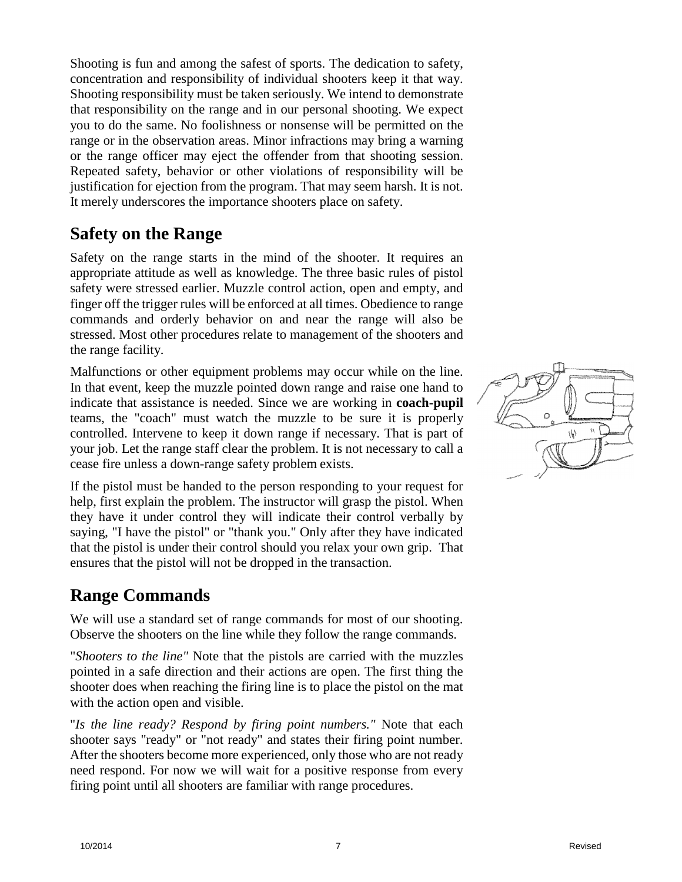Shooting is fun and among the safest of sports. The dedication to safety, concentration and responsibility of individual shooters keep it that way. Shooting responsibility must be taken seriously. We intend to demonstrate that responsibility on the range and in our personal shooting. We expect you to do the same. No foolishness or nonsense will be permitted on the range or in the observation areas. Minor infractions may bring a warning or the range officer may eject the offender from that shooting session. Repeated safety, behavior or other violations of responsibility will be justification for ejection from the program. That may seem harsh. It is not. It merely underscores the importance shooters place on safety.

## Safety on the Range

Safety on the range starts in the mind of the shooter. It requires an appropriate attitude as well as knowledge. The three basic rules of pistol safety were stressed earlier. Muzzle control action, open and empty, and finger off the trigger rules will be enforced at all times. Obedience to range commands and orderly behavior on and near the range will also be stressed. Most other procedures relate to management of the shooters and the range facility.

Malfunctions or other equipment problems may occur while on the line. In that event, keep the muzzle pointed down range and raise one hand to indicate that assistance is needed. Since we are working in **coach-pupil** teams, the "coach" must watch the muzzle to be sure it is properly controlled. Intervene to keep it down range if necessary. That is part of your job. Let the range staff clear the problem. It is not necessary to call a cease fire unless a down-range safety problem exists.

If the pistol must be handed to the person responding to your request for help, first explain the problem. The instructor will grasp the pistol. When they have it under control they will indicate their control verbally by saying, "I have the pistol" or "thank you." Only after they have indicated that the pistol is under their control should you relax your own grip. That ensures that the pistol will not be dropped in the transaction.

## Range Commands

We will use a standard set of range commands for most of our shooting. Observe the shooters on the line while they follow the range commands.

"*Shooters to the line"* Note that the pistols are carried with the muzzles pointed in a safe direction and their actions are open. The first thing the shooter does when reaching the firing line is to place the pistol on the mat with the action open and visible.

"*Is the line ready? Respond by firing point numbers."* Note that each shooter says "ready" or "not ready" and states their firing point number. After the shooters become more experienced, only those who are not ready need respond. For now we will wait for a positive response from every firing point until all shooters are familiar with range procedures.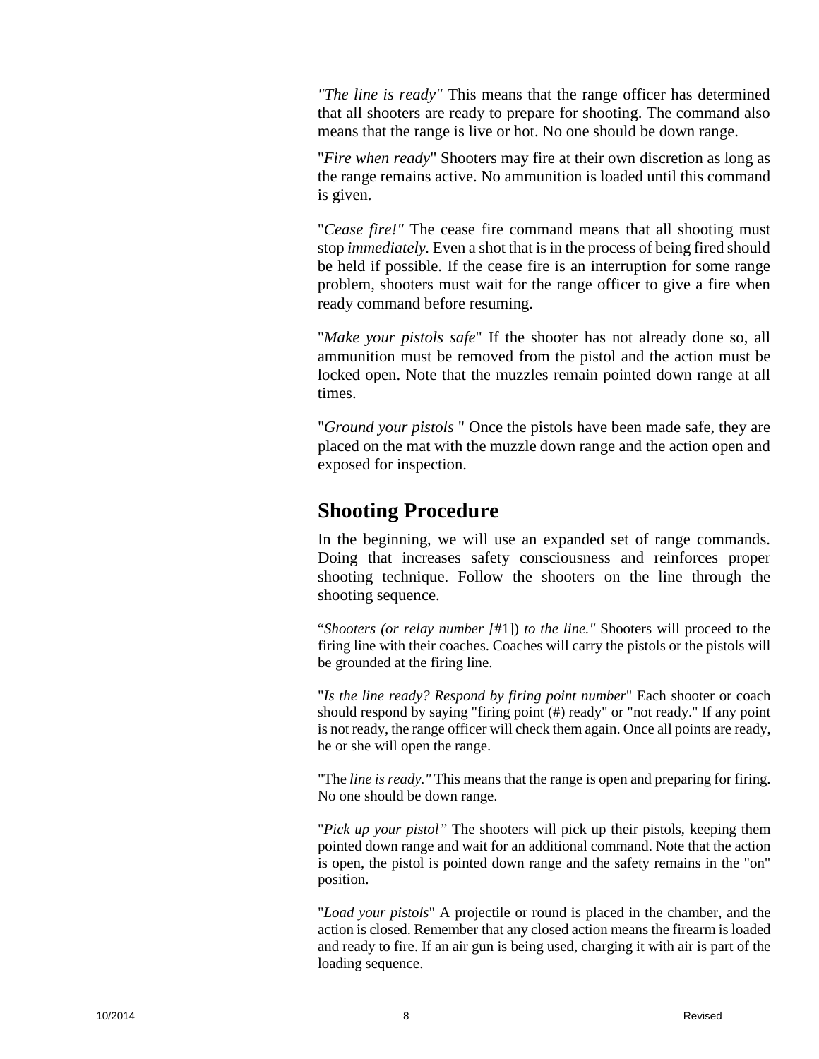*"The line is ready"* This means that the range officer has determined that all shooters are ready to prepare for shooting. The command also means that the range is live or hot. No one should be down range.

"*Fire when ready*" Shooters may fire at their own discretion as long as the range remains active. No ammunition is loaded until this command is given.

"*Cease fire!"* The cease fire command means that all shooting must stop *immediately*. Even a shot that is in the process of being fired should be held if possible. If the cease fire is an interruption for some range problem, shooters must wait for the range officer to give a fire when ready command before resuming.

"*Make your pistols safe*" If the shooter has not already done so, all ammunition must be removed from the pistol and the action must be locked open. Note that the muzzles remain pointed down range at all times.

"*Ground your pistols* " Once the pistols have been made safe, they are placed on the mat with the muzzle down range and the action open and exposed for inspection.

## Shooting Procedure

In the beginning, we will use an expanded set of range commands. Doing that increases safety consciousness and reinforces proper shooting technique. Follow the shooters on the line through the shooting sequence.

"*Shooters (or relay number [*#1]) *to the line."* Shooters will proceed to the firing line with their coaches. Coaches will carry the pistols or the pistols will be grounded at the firing line.

"*Is the line ready? Respond by firing point number*" Each shooter or coach should respond by saying "firing point (#) ready" or "not ready." If any point is not ready, the range officer will check them again. Once all points are ready, he or she will open the range.

"The *line is ready."* This means that the range is open and preparing for firing. No one should be down range.

"*Pick up your pistol"* The shooters will pick up their pistols, keeping them pointed down range and wait for an additional command. Note that the action is open, the pistol is pointed down range and the safety remains in the "on" position.

"*Load your pistols*" A projectile or round is placed in the chamber, and the action is closed. Remember that any closed action means the firearm is loaded and ready to fire. If an air gun is being used, charging it with air is part of the loading sequence.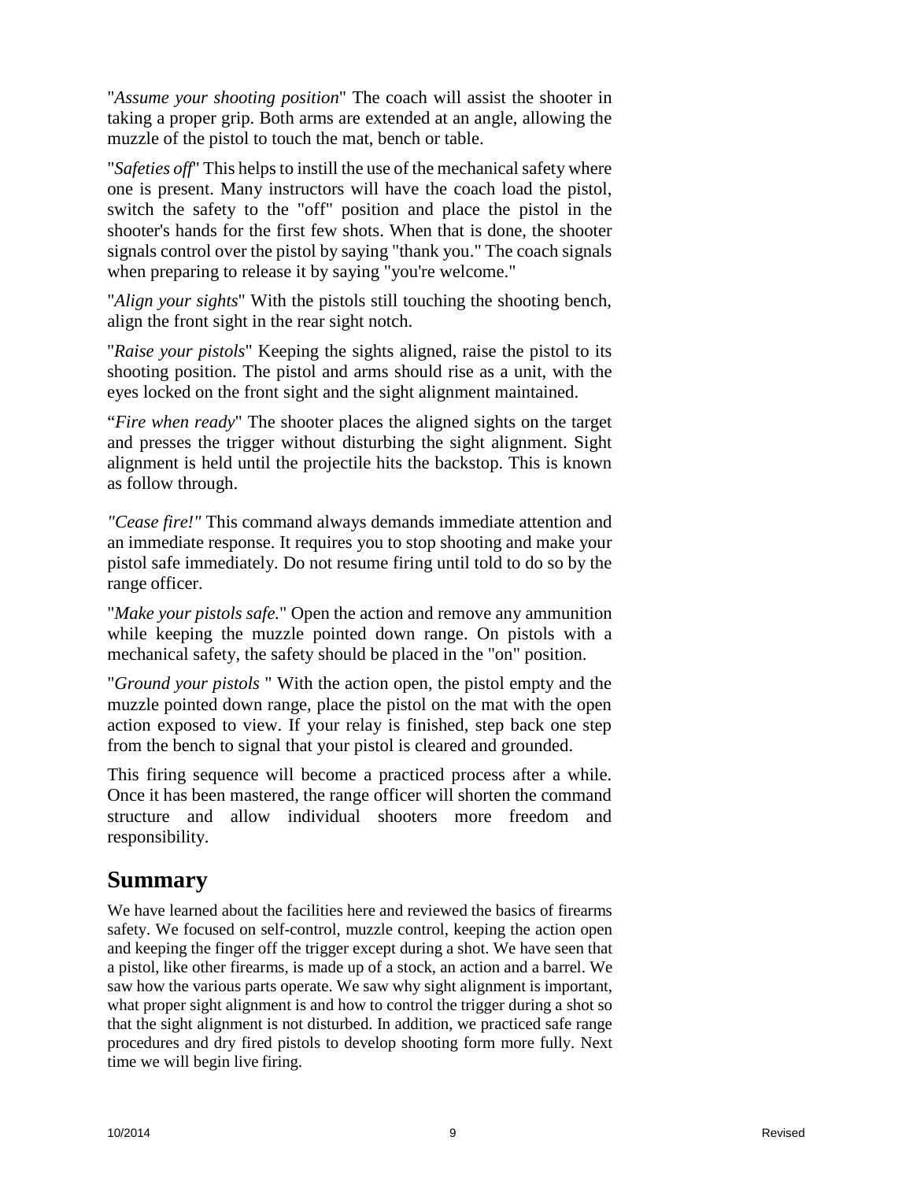"*Assume your shooting position*" The coach will assist the shooter in taking a proper grip. Both arms are extended at an angle, allowing the muzzle of the pistol to touch the mat, bench or table.

"*Safeties off*" This helps to instill the use of the mechanical safety where one is present. Many instructors will have the coach load the pistol, switch the safety to the "off" position and place the pistol in the shooter's hands for the first few shots. When that is done, the shooter signals control over the pistol by saying "thank you." The coach signals when preparing to release it by saying "you're welcome."

"*Align your sights*" With the pistols still touching the shooting bench, align the front sight in the rear sight notch.

"*Raise your pistols*" Keeping the sights aligned, raise the pistol to its shooting position. The pistol and arms should rise as a unit, with the eyes locked on the front sight and the sight alignment maintained.

"*Fire when ready*" The shooter places the aligned sights on the target and presses the trigger without disturbing the sight alignment. Sight alignment is held until the projectile hits the backstop. This is known as follow through.

*"Cease fire!"* This command always demands immediate attention and an immediate response. It requires you to stop shooting and make your pistol safe immediately. Do not resume firing until told to do so by the range officer.

"*Make your pistols safe.*" Open the action and remove any ammunition while keeping the muzzle pointed down range. On pistols with a mechanical safety, the safety should be placed in the "on" position.

"*Ground your pistols* " With the action open, the pistol empty and the muzzle pointed down range, place the pistol on the mat with the open action exposed to view. If your relay is finished, step back one step from the bench to signal that your pistol is cleared and grounded.

This firing sequence will become a practiced process after a while. Once it has been mastered, the range officer will shorten the command structure and allow individual shooters more freedom and responsibility.

## Summary

We have learned about the facilities here and reviewed the basics of firearms safety. We focused on self-control, muzzle control, keeping the action open and keeping the finger off the trigger except during a shot. We have seen that a pistol, like other firearms, is made up of a stock, an action and a barrel. We saw how the various parts operate. We saw why sight alignment is important, what proper sight alignment is and how to control the trigger during a shot so that the sight alignment is not disturbed. In addition, we practiced safe range procedures and dry fired pistols to develop shooting form more fully. Next time we will begin live firing.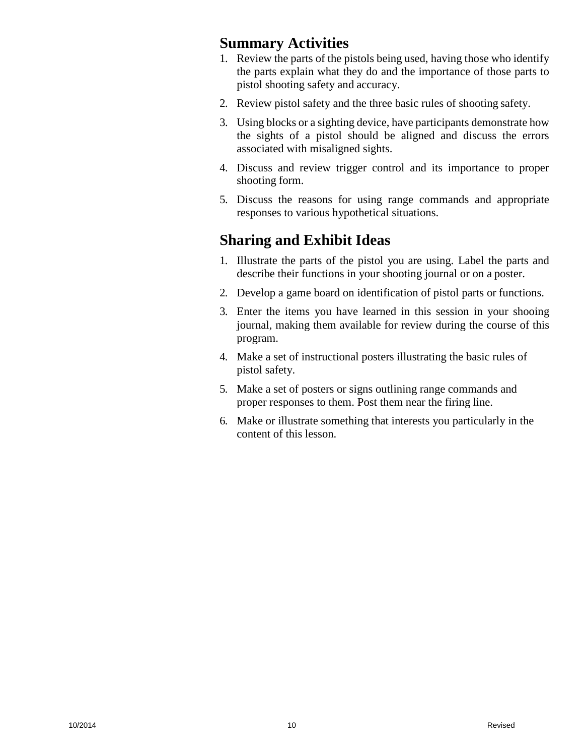## Summary Activities

1. Review the parts of the pistols being used, having those who identify the parts explain what they do and the importance of those parts to pistol shooting safety and accuracy.
2. Review pistol safety and the three basic rules of shooting safety.
3. Using blocks or a sighting device, have participants demonstrate how the sights of a pistol should be aligned and discuss the errors associated with misaligned sights.
4. Discuss and review trigger control and its importance to proper shooting form.
5. Discuss the reasons for using range commands and appropriate responses to various hypothetical situations.

## Sharing and Exhibit Ideas

1. Illustrate the parts of the pistol you are using. Label the parts and describe their functions in your shooting journal or on a poster.
2. Develop a game board on identification of pistol parts or functions.
3. Enter the items you have learned in this session in your shooing journal, making them available for review during the course of this program.
4. Make a set of instructional posters illustrating the basic rules of pistol safety.
5. Make a set of posters or signs outlining range commands and proper responses to them. Post them near the firing line.
6. Make or illustrate something that interests you particularly in the content of this lesson.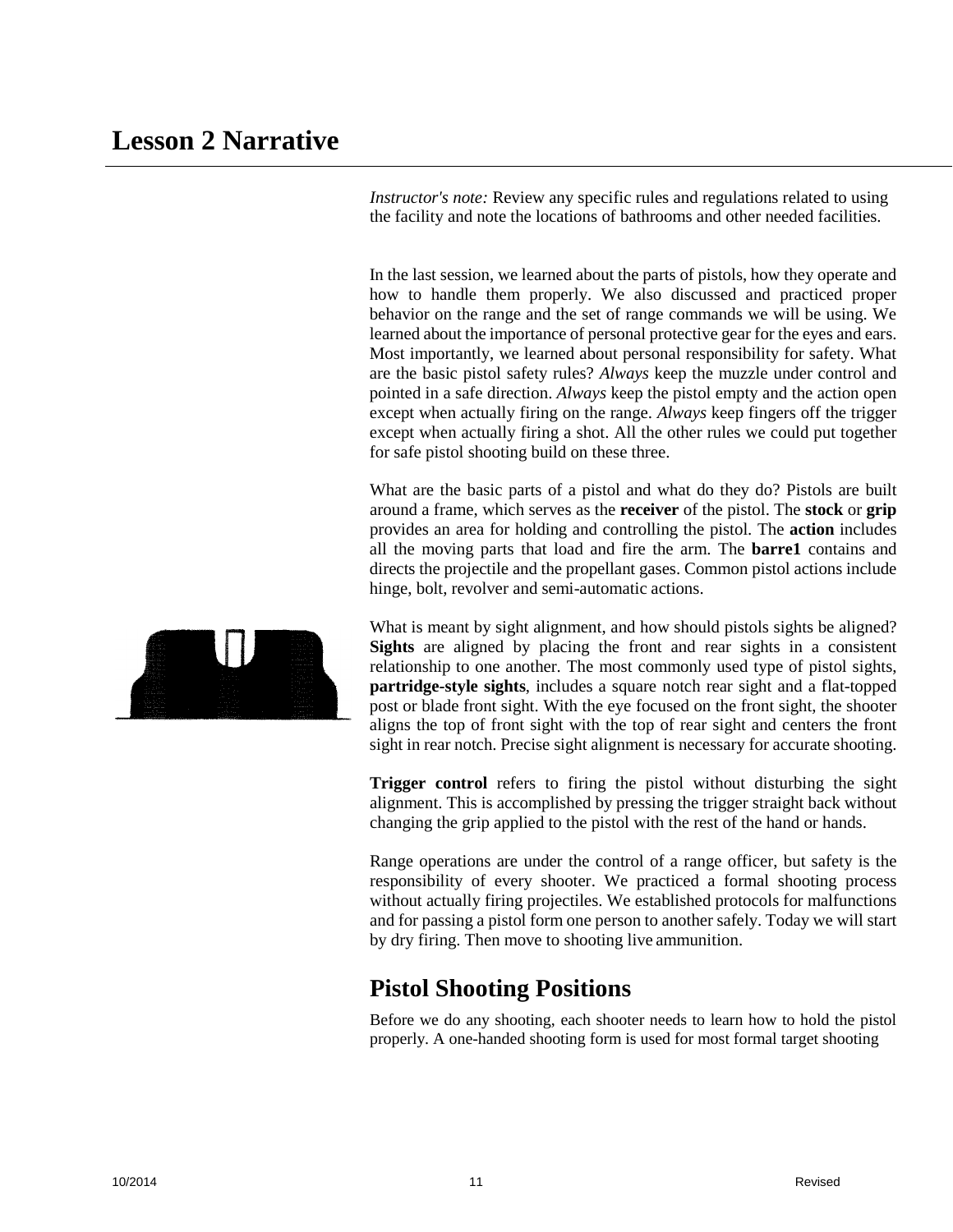# Lesson 2 Narrative

*Instructor's note:* Review any specific rules and regulations related to using the facility and note the locations of bathrooms and other needed facilities.

In the last session, we learned about the parts of pistols, how they operate and how to handle them properly. We also discussed and practiced proper behavior on the range and the set of range commands we will be using. We learned about the importance of personal protective gear for the eyes and ears. Most importantly, we learned about personal responsibility for safety. What are the basic pistol safety rules? *Always* keep the muzzle under control and pointed in a safe direction. *Always* keep the pistol empty and the action open except when actually firing on the range. *Always* keep fingers off the trigger except when actually firing a shot. All the other rules we could put together for safe pistol shooting build on these three.

What are the basic parts of a pistol and what do they do? Pistols are built around a frame, which serves as the **receiver** of the pistol. The **stock** or **grip** provides an area for holding and controlling the pistol. The **action** includes all the moving parts that load and fire the arm. The **barre1** contains and directs the projectile and the propellant gases. Common pistol actions include hinge, bolt, revolver and semi-automatic actions.

What is meant by sight alignment, and how should pistols sights be aligned? **Sights** are aligned by placing the front and rear sights in a consistent relationship to one another. The most commonly used type of pistol sights, **partridge-style sights**, includes a square notch rear sight and a flat-topped post or blade front sight. With the eye focused on the front sight, the shooter aligns the top of front sight with the top of rear sight and centers the front sight in rear notch. Precise sight alignment is necessary for accurate shooting.

**Trigger control** refers to firing the pistol without disturbing the sight alignment. This is accomplished by pressing the trigger straight back without changing the grip applied to the pistol with the rest of the hand or hands.

Range operations are under the control of a range officer, but safety is the responsibility of every shooter. We practiced a formal shooting process without actually firing projectiles. We established protocols for malfunctions and for passing a pistol form one person to another safely. Today we will start by dry firing. Then move to shooting live ammunition.

## Pistol Shooting Positions

Before we do any shooting, each shooter needs to learn how to hold the pistol properly. A one-handed shooting form is used for most formal target shooting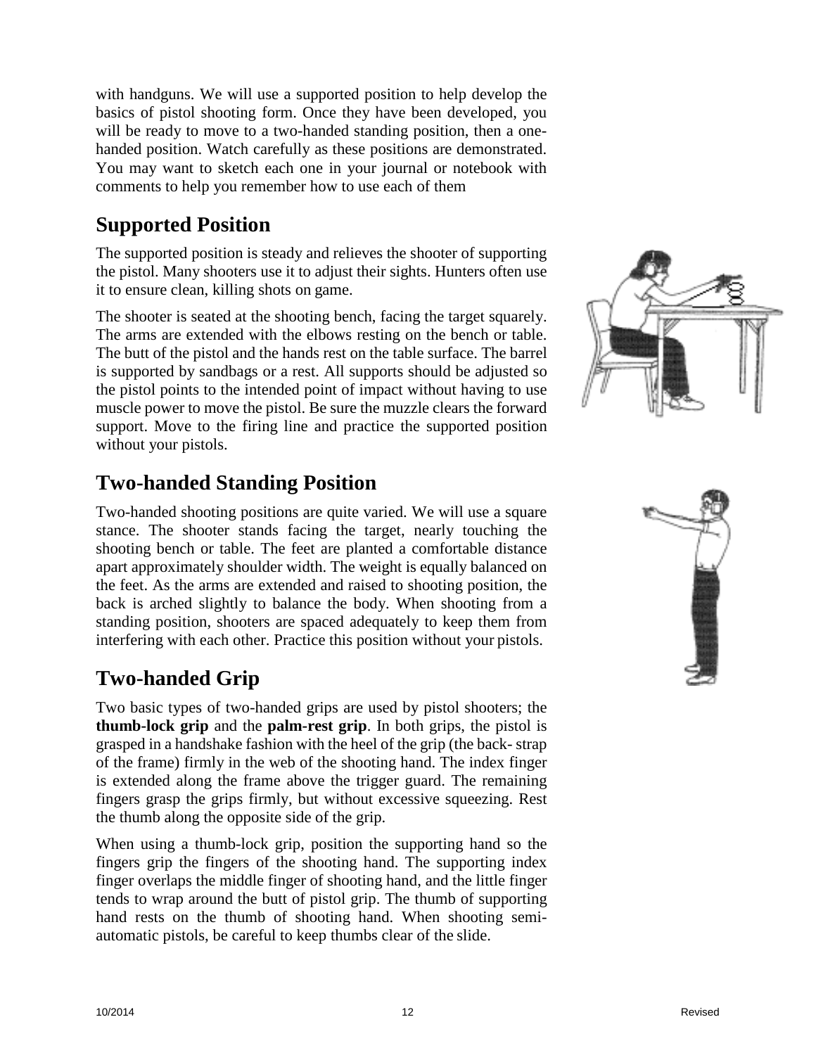with handguns. We will use a supported position to help develop the basics of pistol shooting form. Once they have been developed, you will be ready to move to a two-handed standing position, then a one-handed position. Watch carefully as these positions are demonstrated. You may want to sketch each one in your journal or notebook with comments to help you remember how to use each of them

## Supported Position

The supported position is steady and relieves the shooter of supporting the pistol. Many shooters use it to adjust their sights. Hunters often use it to ensure clean, killing shots on game.

The shooter is seated at the shooting bench, facing the target squarely. The arms are extended with the elbows resting on the bench or table. The butt of the pistol and the hands rest on the table surface. The barrel is supported by sandbags or a rest. All supports should be adjusted so the pistol points to the intended point of impact without having to use muscle power to move the pistol. Be sure the muzzle clears the forward support. Move to the firing line and practice the supported position without your pistols.

## Two-handed Standing Position

Two-handed shooting positions are quite varied. We will use a square stance. The shooter stands facing the target, nearly touching the shooting bench or table. The feet are planted a comfortable distance apart approximately shoulder width. The weight is equally balanced on the feet. As the arms are extended and raised to shooting position, the back is arched slightly to balance the body. When shooting from a standing position, shooters are spaced adequately to keep them from interfering with each other. Practice this position without your pistols.

## Two-handed Grip

Two basic types of two-handed grips are used by pistol shooters; the **thumb-lock grip** and the **palm-rest grip**. In both grips, the pistol is grasped in a handshake fashion with the heel of the grip (the back- strap of the frame) firmly in the web of the shooting hand. The index finger is extended along the frame above the trigger guard. The remaining fingers grasp the grips firmly, but without excessive squeezing. Rest the thumb along the opposite side of the grip.

When using a thumb-lock grip, position the supporting hand so the fingers grip the fingers of the shooting hand. The supporting index finger overlaps the middle finger of shooting hand, and the little finger tends to wrap around the butt of pistol grip. The thumb of supporting hand rests on the thumb of shooting hand. When shooting semi-automatic pistols, be careful to keep thumbs clear of the slide.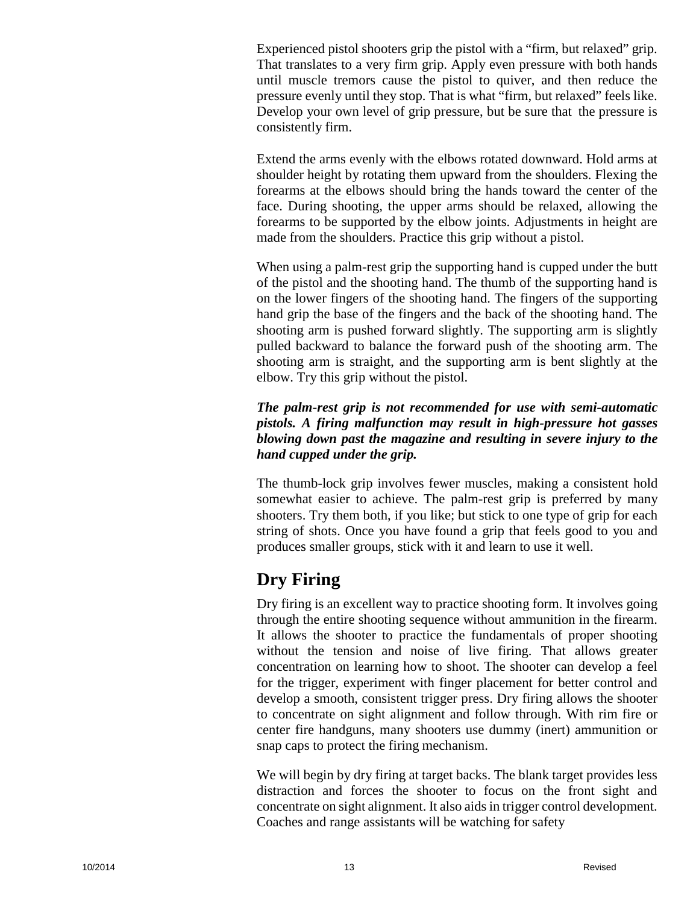Experienced pistol shooters grip the pistol with a "firm, but relaxed" grip. That translates to a very firm grip. Apply even pressure with both hands until muscle tremors cause the pistol to quiver, and then reduce the pressure evenly until they stop. That is what "firm, but relaxed" feels like. Develop your own level of grip pressure, but be sure that the pressure is consistently firm.

Extend the arms evenly with the elbows rotated downward. Hold arms at shoulder height by rotating them upward from the shoulders. Flexing the forearms at the elbows should bring the hands toward the center of the face. During shooting, the upper arms should be relaxed, allowing the forearms to be supported by the elbow joints. Adjustments in height are made from the shoulders. Practice this grip without a pistol.

When using a palm-rest grip the supporting hand is cupped under the butt of the pistol and the shooting hand. The thumb of the supporting hand is on the lower fingers of the shooting hand. The fingers of the supporting hand grip the base of the fingers and the back of the shooting hand. The shooting arm is pushed forward slightly. The supporting arm is slightly pulled backward to balance the forward push of the shooting arm. The shooting arm is straight, and the supporting arm is bent slightly at the elbow. Try this grip without the pistol.

***The palm-rest grip is not recommended for use with semi-automatic pistols. A firing malfunction may result in high-pressure hot gasses blowing down past the magazine and resulting in severe injury to the hand cupped under the grip.***

The thumb-lock grip involves fewer muscles, making a consistent hold somewhat easier to achieve. The palm-rest grip is preferred by many shooters. Try them both, if you like; but stick to one type of grip for each string of shots. Once you have found a grip that feels good to you and produces smaller groups, stick with it and learn to use it well.

## Dry Firing

Dry firing is an excellent way to practice shooting form. It involves going through the entire shooting sequence without ammunition in the firearm. It allows the shooter to practice the fundamentals of proper shooting without the tension and noise of live firing. That allows greater concentration on learning how to shoot. The shooter can develop a feel for the trigger, experiment with finger placement for better control and develop a smooth, consistent trigger press. Dry firing allows the shooter to concentrate on sight alignment and follow through. With rim fire or center fire handguns, many shooters use dummy (inert) ammunition or snap caps to protect the firing mechanism.

We will begin by dry firing at target backs. The blank target provides less distraction and forces the shooter to focus on the front sight and concentrate on sight alignment. It also aids in trigger control development. Coaches and range assistants will be watching for safety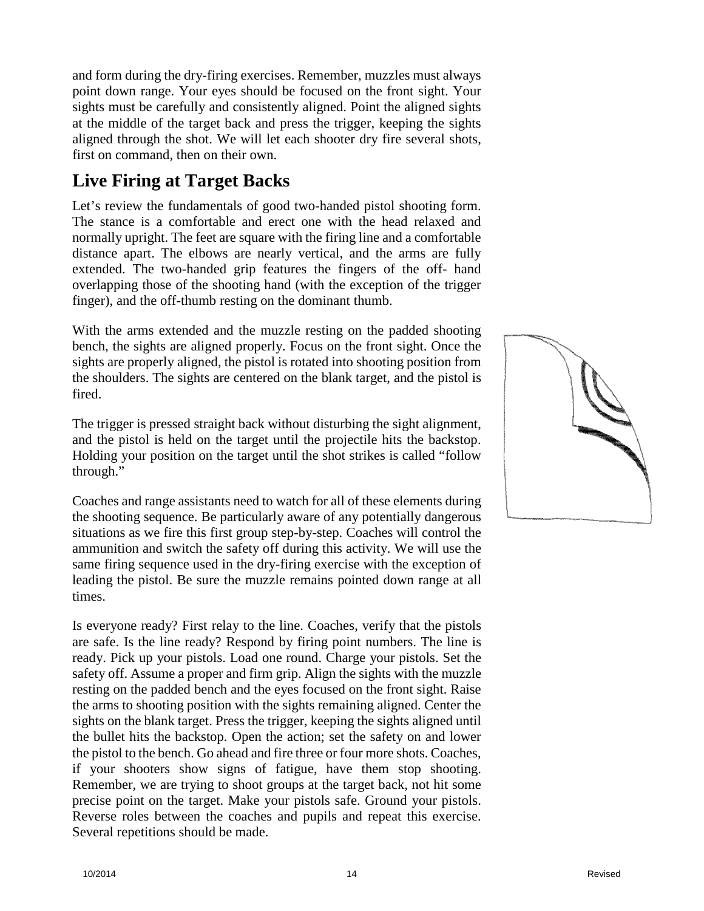and form during the dry-firing exercises. Remember, muzzles must always point down range. Your eyes should be focused on the front sight. Your sights must be carefully and consistently aligned. Point the aligned sights at the middle of the target back and press the trigger, keeping the sights aligned through the shot. We will let each shooter dry fire several shots, first on command, then on their own.

## Live Firing at Target Backs

Let's review the fundamentals of good two-handed pistol shooting form. The stance is a comfortable and erect one with the head relaxed and normally upright. The feet are square with the firing line and a comfortable distance apart. The elbows are nearly vertical, and the arms are fully extended. The two-handed grip features the fingers of the off- hand overlapping those of the shooting hand (with the exception of the trigger finger), and the off-thumb resting on the dominant thumb.

With the arms extended and the muzzle resting on the padded shooting bench, the sights are aligned properly. Focus on the front sight. Once the sights are properly aligned, the pistol is rotated into shooting position from the shoulders. The sights are centered on the blank target, and the pistol is fired.

The trigger is pressed straight back without disturbing the sight alignment, and the pistol is held on the target until the projectile hits the backstop. Holding your position on the target until the shot strikes is called "follow through."

Coaches and range assistants need to watch for all of these elements during the shooting sequence. Be particularly aware of any potentially dangerous situations as we fire this first group step-by-step. Coaches will control the ammunition and switch the safety off during this activity. We will use the same firing sequence used in the dry-firing exercise with the exception of leading the pistol. Be sure the muzzle remains pointed down range at all times.

Is everyone ready? First relay to the line. Coaches, verify that the pistols are safe. Is the line ready? Respond by firing point numbers. The line is ready. Pick up your pistols. Load one round. Charge your pistols. Set the safety off. Assume a proper and firm grip. Align the sights with the muzzle resting on the padded bench and the eyes focused on the front sight. Raise the arms to shooting position with the sights remaining aligned. Center the sights on the blank target. Press the trigger, keeping the sights aligned until the bullet hits the backstop. Open the action; set the safety on and lower the pistol to the bench. Go ahead and fire three or four more shots. Coaches, if your shooters show signs of fatigue, have them stop shooting. Remember, we are trying to shoot groups at the target back, not hit some precise point on the target. Make your pistols safe. Ground your pistols. Reverse roles between the coaches and pupils and repeat this exercise. Several repetitions should be made.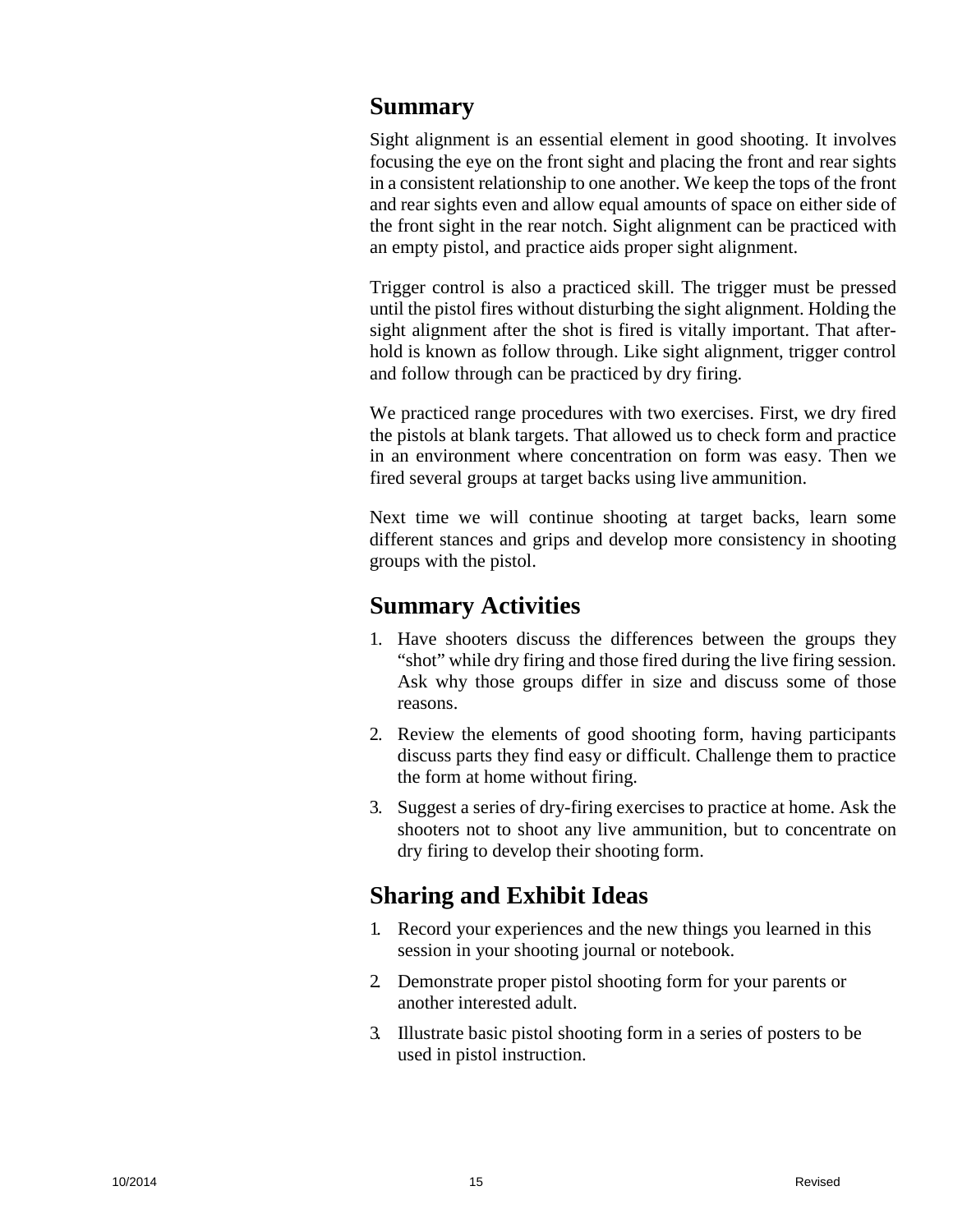## Summary

Sight alignment is an essential element in good shooting. It involves focusing the eye on the front sight and placing the front and rear sights in a consistent relationship to one another. We keep the tops of the front and rear sights even and allow equal amounts of space on either side of the front sight in the rear notch. Sight alignment can be practiced with an empty pistol, and practice aids proper sight alignment.

Trigger control is also a practiced skill. The trigger must be pressed until the pistol fires without disturbing the sight alignment. Holding the sight alignment after the shot is fired is vitally important. That after-hold is known as follow through. Like sight alignment, trigger control and follow through can be practiced by dry firing.

We practiced range procedures with two exercises. First, we dry fired the pistols at blank targets. That allowed us to check form and practice in an environment where concentration on form was easy. Then we fired several groups at target backs using live ammunition.

Next time we will continue shooting at target backs, learn some different stances and grips and develop more consistency in shooting groups with the pistol.

## Summary Activities

1. Have shooters discuss the differences between the groups they "shot" while dry firing and those fired during the live firing session. Ask why those groups differ in size and discuss some of those reasons.
2. Review the elements of good shooting form, having participants discuss parts they find easy or difficult. Challenge them to practice the form at home without firing.
3. Suggest a series of dry-firing exercises to practice at home. Ask the shooters not to shoot any live ammunition, but to concentrate on dry firing to develop their shooting form.

## Sharing and Exhibit Ideas

1. Record your experiences and the new things you learned in this session in your shooting journal or notebook.
2. Demonstrate proper pistol shooting form for your parents or another interested adult.
3. Illustrate basic pistol shooting form in a series of posters to be used in pistol instruction.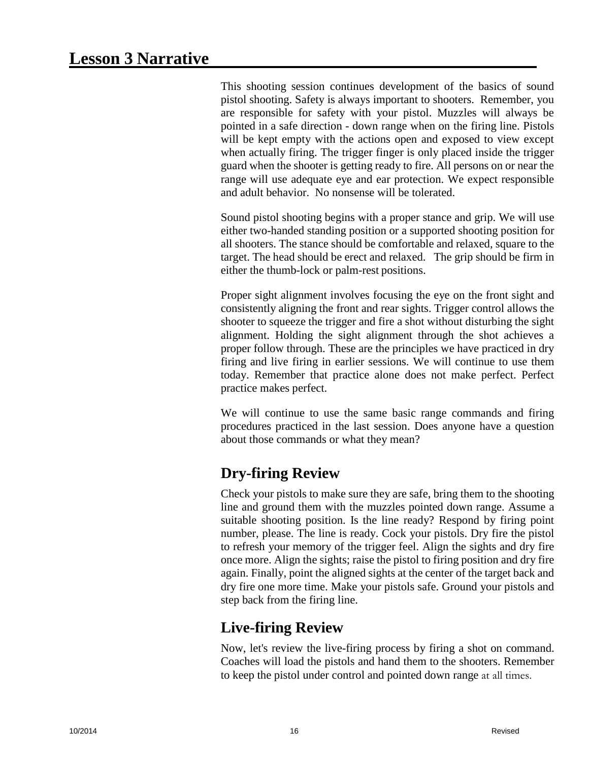# Lesson 3 Narrative

This shooting session continues development of the basics of sound pistol shooting. Safety is always important to shooters. Remember, you are responsible for safety with your pistol. Muzzles will always be pointed in a safe direction - down range when on the firing line. Pistols will be kept empty with the actions open and exposed to view except when actually firing. The trigger finger is only placed inside the trigger guard when the shooter is getting ready to fire. All persons on or near the range will use adequate eye and ear protection. We expect responsible and adult behavior. No nonsense will be tolerated.

Sound pistol shooting begins with a proper stance and grip. We will use either two-handed standing position or a supported shooting position for all shooters. The stance should be comfortable and relaxed, square to the target. The head should be erect and relaxed. The grip should be firm in either the thumb-lock or palm-rest positions.

Proper sight alignment involves focusing the eye on the front sight and consistently aligning the front and rear sights. Trigger control allows the shooter to squeeze the trigger and fire a shot without disturbing the sight alignment. Holding the sight alignment through the shot achieves a proper follow through. These are the principles we have practiced in dry firing and live firing in earlier sessions. We will continue to use them today. Remember that practice alone does not make perfect. Perfect practice makes perfect.

We will continue to use the same basic range commands and firing procedures practiced in the last session. Does anyone have a question about those commands or what they mean?

## Dry-firing Review

Check your pistols to make sure they are safe, bring them to the shooting line and ground them with the muzzles pointed down range. Assume a suitable shooting position. Is the line ready? Respond by firing point number, please. The line is ready. Cock your pistols. Dry fire the pistol to refresh your memory of the trigger feel. Align the sights and dry fire once more. Align the sights; raise the pistol to firing position and dry fire again. Finally, point the aligned sights at the center of the target back and dry fire one more time. Make your pistols safe. Ground your pistols and step back from the firing line.

## Live-firing Review

Now, let's review the live-firing process by firing a shot on command. Coaches will load the pistols and hand them to the shooters. Remember to keep the pistol under control and pointed down range at all times.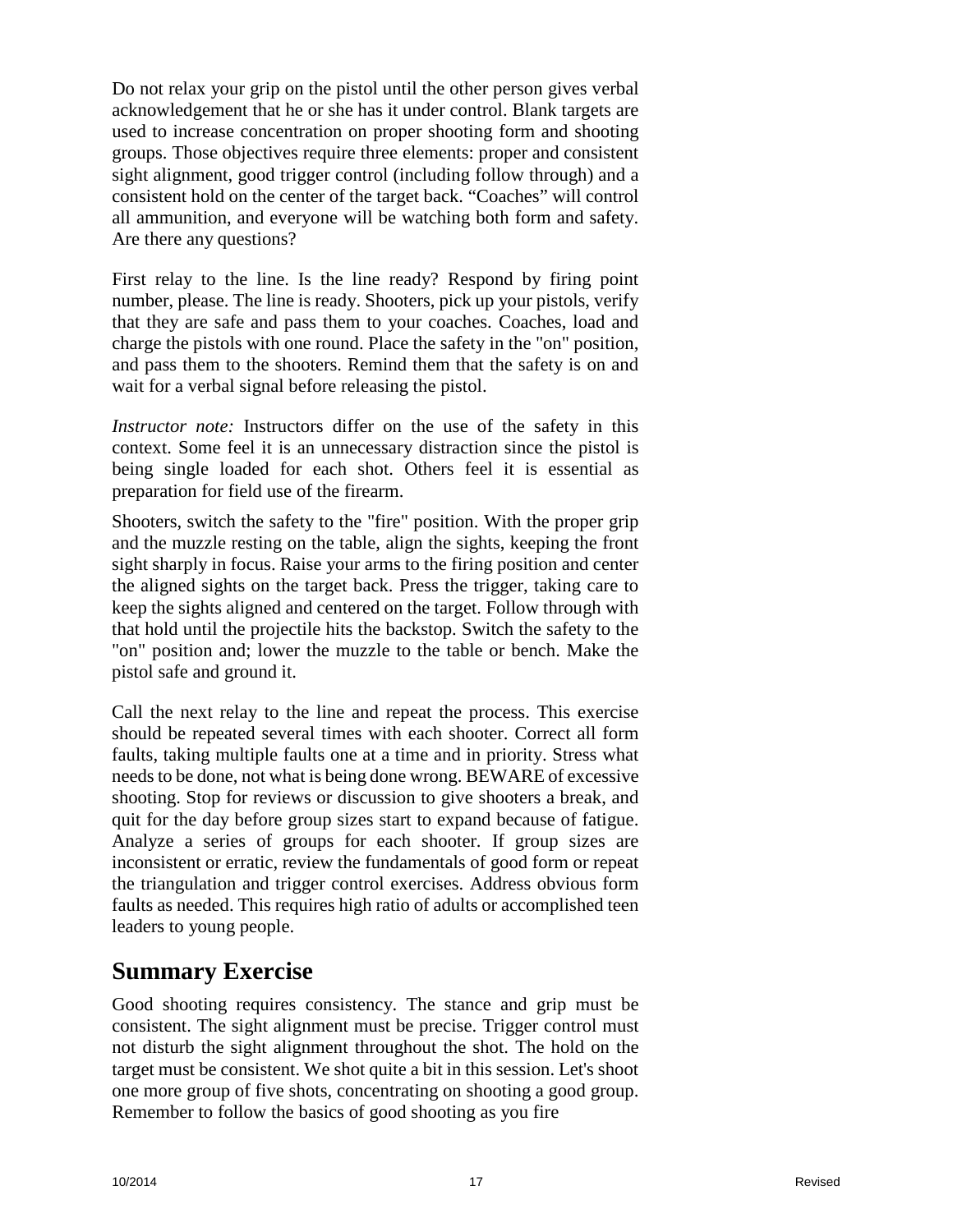Do not relax your grip on the pistol until the other person gives verbal acknowledgement that he or she has it under control. Blank targets are used to increase concentration on proper shooting form and shooting groups. Those objectives require three elements: proper and consistent sight alignment, good trigger control (including follow through) and a consistent hold on the center of the target back. "Coaches" will control all ammunition, and everyone will be watching both form and safety. Are there any questions?

First relay to the line. Is the line ready? Respond by firing point number, please. The line is ready. Shooters, pick up your pistols, verify that they are safe and pass them to your coaches. Coaches, load and charge the pistols with one round. Place the safety in the "on" position, and pass them to the shooters. Remind them that the safety is on and wait for a verbal signal before releasing the pistol.

*Instructor note:* Instructors differ on the use of the safety in this context. Some feel it is an unnecessary distraction since the pistol is being single loaded for each shot. Others feel it is essential as preparation for field use of the firearm.

Shooters, switch the safety to the "fire" position. With the proper grip and the muzzle resting on the table, align the sights, keeping the front sight sharply in focus. Raise your arms to the firing position and center the aligned sights on the target back. Press the trigger, taking care to keep the sights aligned and centered on the target. Follow through with that hold until the projectile hits the backstop. Switch the safety to the "on" position and; lower the muzzle to the table or bench. Make the pistol safe and ground it.

Call the next relay to the line and repeat the process. This exercise should be repeated several times with each shooter. Correct all form faults, taking multiple faults one at a time and in priority. Stress what needs to be done, not what is being done wrong. BEWARE of excessive shooting. Stop for reviews or discussion to give shooters a break, and quit for the day before group sizes start to expand because of fatigue. Analyze a series of groups for each shooter. If group sizes are inconsistent or erratic, review the fundamentals of good form or repeat the triangulation and trigger control exercises. Address obvious form faults as needed. This requires high ratio of adults or accomplished teen leaders to young people.

## Summary Exercise

Good shooting requires consistency. The stance and grip must be consistent. The sight alignment must be precise. Trigger control must not disturb the sight alignment throughout the shot. The hold on the target must be consistent. We shot quite a bit in this session. Let's shoot one more group of five shots, concentrating on shooting a good group. Remember to follow the basics of good shooting as you fire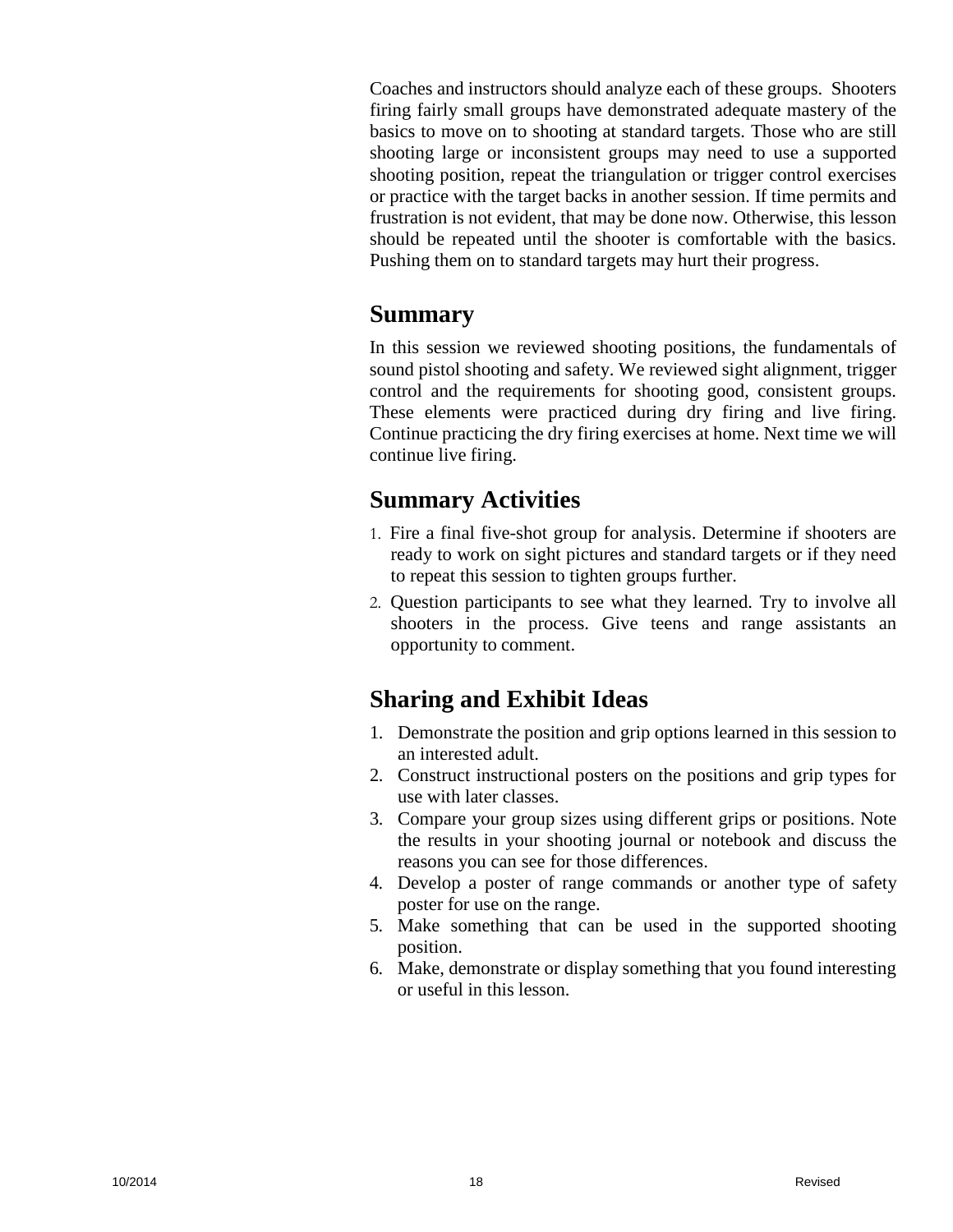Coaches and instructors should analyze each of these groups. Shooters firing fairly small groups have demonstrated adequate mastery of the basics to move on to shooting at standard targets. Those who are still shooting large or inconsistent groups may need to use a supported shooting position, repeat the triangulation or trigger control exercises or practice with the target backs in another session. If time permits and frustration is not evident, that may be done now. Otherwise, this lesson should be repeated until the shooter is comfortable with the basics. Pushing them on to standard targets may hurt their progress.

## Summary

In this session we reviewed shooting positions, the fundamentals of sound pistol shooting and safety. We reviewed sight alignment, trigger control and the requirements for shooting good, consistent groups. These elements were practiced during dry firing and live firing. Continue practicing the dry firing exercises at home. Next time we will continue live firing.

## Summary Activities

1. Fire a final five-shot group for analysis. Determine if shooters are ready to work on sight pictures and standard targets or if they need to repeat this session to tighten groups further.
2. Question participants to see what they learned. Try to involve all shooters in the process. Give teens and range assistants an opportunity to comment.

## Sharing and Exhibit Ideas

1. Demonstrate the position and grip options learned in this session to an interested adult.
2. Construct instructional posters on the positions and grip types for use with later classes.
3. Compare your group sizes using different grips or positions. Note the results in your shooting journal or notebook and discuss the reasons you can see for those differences.
4. Develop a poster of range commands or another type of safety poster for use on the range.
5. Make something that can be used in the supported shooting position.
6. Make, demonstrate or display something that you found interesting or useful in this lesson.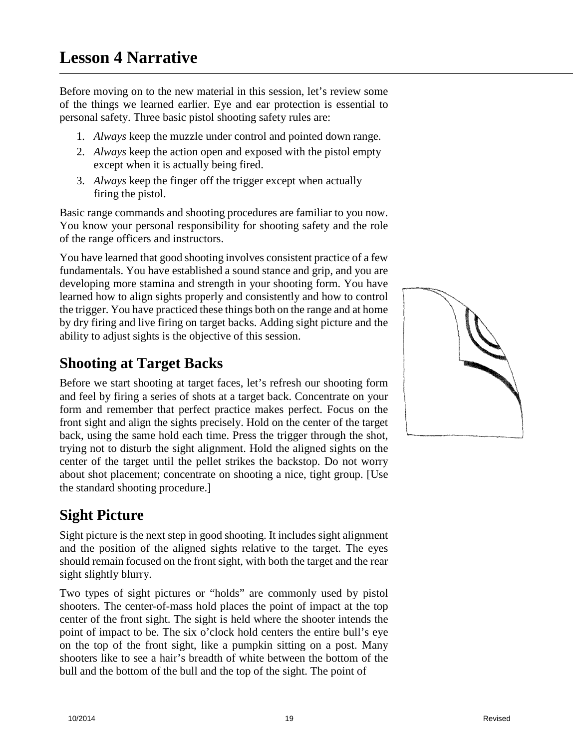# Lesson 4 Narrative

Before moving on to the new material in this session, let's review some of the things we learned earlier. Eye and ear protection is essential to personal safety. Three basic pistol shooting safety rules are:

1. *Always* keep the muzzle under control and pointed down range.
2. *Always* keep the action open and exposed with the pistol empty except when it is actually being fired.
3. *Always* keep the finger off the trigger except when actually firing the pistol.

Basic range commands and shooting procedures are familiar to you now. You know your personal responsibility for shooting safety and the role of the range officers and instructors.

You have learned that good shooting involves consistent practice of a few fundamentals. You have established a sound stance and grip, and you are developing more stamina and strength in your shooting form. You have learned how to align sights properly and consistently and how to control the trigger. You have practiced these things both on the range and at home by dry firing and live firing on target backs. Adding sight picture and the ability to adjust sights is the objective of this session.

## Shooting at Target Backs

Before we start shooting at target faces, let's refresh our shooting form and feel by firing a series of shots at a target back. Concentrate on your form and remember that perfect practice makes perfect. Focus on the front sight and align the sights precisely. Hold on the center of the target back, using the same hold each time. Press the trigger through the shot, trying not to disturb the sight alignment. Hold the aligned sights on the center of the target until the pellet strikes the backstop. Do not worry about shot placement; concentrate on shooting a nice, tight group. [Use the standard shooting procedure.]

## Sight Picture

Sight picture is the next step in good shooting. It includes sight alignment and the position of the aligned sights relative to the target. The eyes should remain focused on the front sight, with both the target and the rear sight slightly blurry.

Two types of sight pictures or "holds" are commonly used by pistol shooters. The center-of-mass hold places the point of impact at the top center of the front sight. The sight is held where the shooter intends the point of impact to be. The six o'clock hold centers the entire bull's eye on the top of the front sight, like a pumpkin sitting on a post. Many shooters like to see a hair's breadth of white between the bottom of the bull and the bottom of the bull and the top of the sight. The point of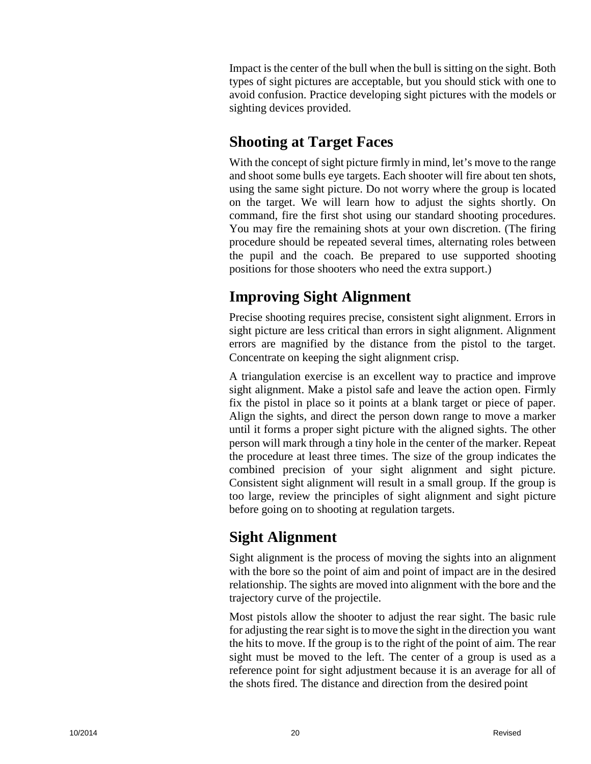Impact is the center of the bull when the bull is sitting on the sight. Both types of sight pictures are acceptable, but you should stick with one to avoid confusion. Practice developing sight pictures with the models or sighting devices provided.

## Shooting at Target Faces

With the concept of sight picture firmly in mind, let's move to the range and shoot some bulls eye targets. Each shooter will fire about ten shots, using the same sight picture. Do not worry where the group is located on the target. We will learn how to adjust the sights shortly. On command, fire the first shot using our standard shooting procedures. You may fire the remaining shots at your own discretion. (The firing procedure should be repeated several times, alternating roles between the pupil and the coach. Be prepared to use supported shooting positions for those shooters who need the extra support.)

## Improving Sight Alignment

Precise shooting requires precise, consistent sight alignment. Errors in sight picture are less critical than errors in sight alignment. Alignment errors are magnified by the distance from the pistol to the target. Concentrate on keeping the sight alignment crisp.

A triangulation exercise is an excellent way to practice and improve sight alignment. Make a pistol safe and leave the action open. Firmly fix the pistol in place so it points at a blank target or piece of paper. Align the sights, and direct the person down range to move a marker until it forms a proper sight picture with the aligned sights. The other person will mark through a tiny hole in the center of the marker. Repeat the procedure at least three times. The size of the group indicates the combined precision of your sight alignment and sight picture. Consistent sight alignment will result in a small group. If the group is too large, review the principles of sight alignment and sight picture before going on to shooting at regulation targets.

## Sight Alignment

Sight alignment is the process of moving the sights into an alignment with the bore so the point of aim and point of impact are in the desired relationship. The sights are moved into alignment with the bore and the trajectory curve of the projectile.

Most pistols allow the shooter to adjust the rear sight. The basic rule for adjusting the rear sight is to move the sight in the direction you want the hits to move. If the group is to the right of the point of aim. The rear sight must be moved to the left. The center of a group is used as a reference point for sight adjustment because it is an average for all of the shots fired. The distance and direction from the desired point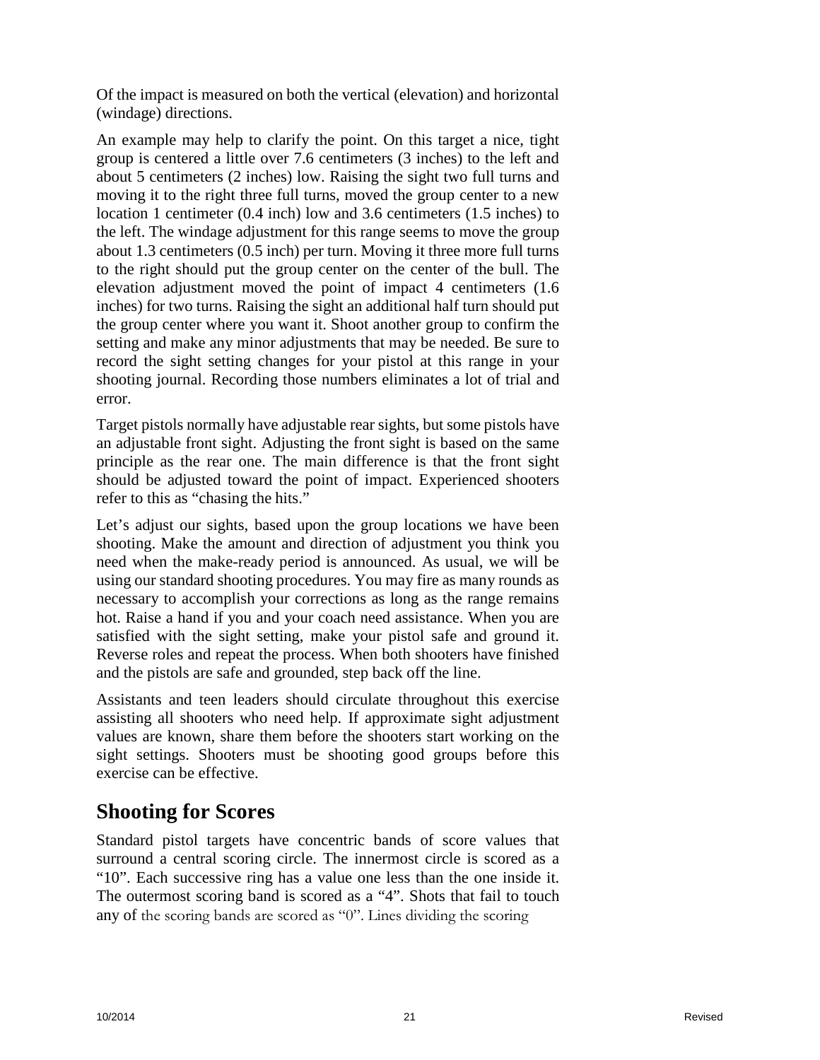Of the impact is measured on both the vertical (elevation) and horizontal (windage) directions.

An example may help to clarify the point. On this target a nice, tight group is centered a little over 7.6 centimeters (3 inches) to the left and about 5 centimeters (2 inches) low. Raising the sight two full turns and moving it to the right three full turns, moved the group center to a new location 1 centimeter (0.4 inch) low and 3.6 centimeters (1.5 inches) to the left. The windage adjustment for this range seems to move the group about 1.3 centimeters (0.5 inch) per turn. Moving it three more full turns to the right should put the group center on the center of the bull. The elevation adjustment moved the point of impact 4 centimeters (1.6 inches) for two turns. Raising the sight an additional half turn should put the group center where you want it. Shoot another group to confirm the setting and make any minor adjustments that may be needed. Be sure to record the sight setting changes for your pistol at this range in your shooting journal. Recording those numbers eliminates a lot of trial and error.

Target pistols normally have adjustable rear sights, but some pistols have an adjustable front sight. Adjusting the front sight is based on the same principle as the rear one. The main difference is that the front sight should be adjusted toward the point of impact. Experienced shooters refer to this as "chasing the hits."

Let's adjust our sights, based upon the group locations we have been shooting. Make the amount and direction of adjustment you think you need when the make-ready period is announced. As usual, we will be using our standard shooting procedures. You may fire as many rounds as necessary to accomplish your corrections as long as the range remains hot. Raise a hand if you and your coach need assistance. When you are satisfied with the sight setting, make your pistol safe and ground it. Reverse roles and repeat the process. When both shooters have finished and the pistols are safe and grounded, step back off the line.

Assistants and teen leaders should circulate throughout this exercise assisting all shooters who need help. If approximate sight adjustment values are known, share them before the shooters start working on the sight settings. Shooters must be shooting good groups before this exercise can be effective.

## Shooting for Scores

Standard pistol targets have concentric bands of score values that surround a central scoring circle. The innermost circle is scored as a "10". Each successive ring has a value one less than the one inside it. The outermost scoring band is scored as a "4". Shots that fail to touch any of the scoring bands are scored as "0". Lines dividing the scoring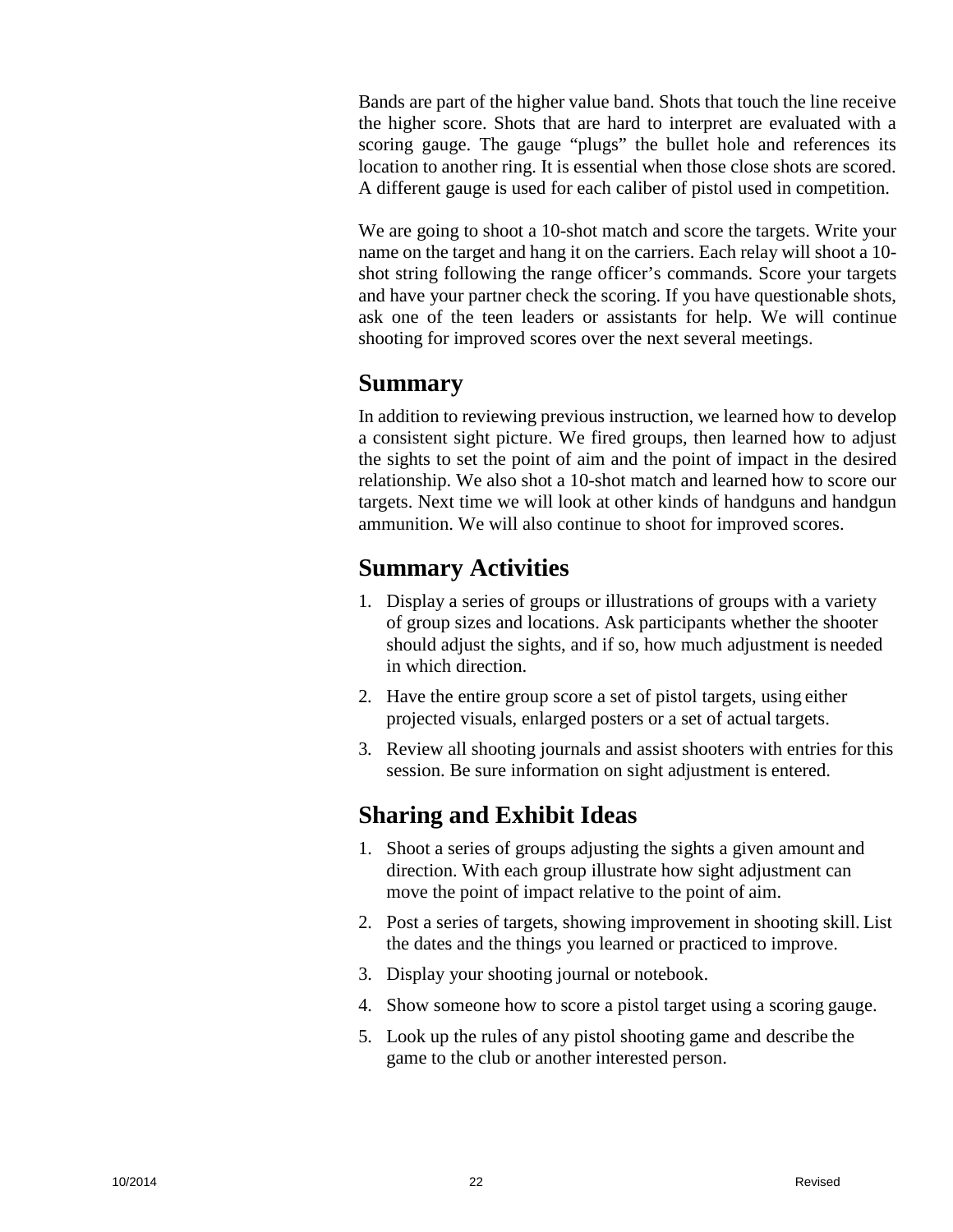Bands are part of the higher value band. Shots that touch the line receive the higher score. Shots that are hard to interpret are evaluated with a scoring gauge. The gauge "plugs" the bullet hole and references its location to another ring. It is essential when those close shots are scored. A different gauge is used for each caliber of pistol used in competition.

We are going to shoot a 10-shot match and score the targets. Write your name on the target and hang it on the carriers. Each relay will shoot a 10-shot string following the range officer's commands. Score your targets and have your partner check the scoring. If you have questionable shots, ask one of the teen leaders or assistants for help. We will continue shooting for improved scores over the next several meetings.

## Summary

In addition to reviewing previous instruction, we learned how to develop a consistent sight picture. We fired groups, then learned how to adjust the sights to set the point of aim and the point of impact in the desired relationship. We also shot a 10-shot match and learned how to score our targets. Next time we will look at other kinds of handguns and handgun ammunition. We will also continue to shoot for improved scores.

## Summary Activities

1. Display a series of groups or illustrations of groups with a variety of group sizes and locations. Ask participants whether the shooter should adjust the sights, and if so, how much adjustment is needed in which direction.
2. Have the entire group score a set of pistol targets, using either projected visuals, enlarged posters or a set of actual targets.
3. Review all shooting journals and assist shooters with entries for this session. Be sure information on sight adjustment is entered.

## Sharing and Exhibit Ideas

1. Shoot a series of groups adjusting the sights a given amount and direction. With each group illustrate how sight adjustment can move the point of impact relative to the point of aim.
2. Post a series of targets, showing improvement in shooting skill. List the dates and the things you learned or practiced to improve.
3. Display your shooting journal or notebook.
4. Show someone how to score a pistol target using a scoring gauge.
5. Look up the rules of any pistol shooting game and describe the game to the club or another interested person.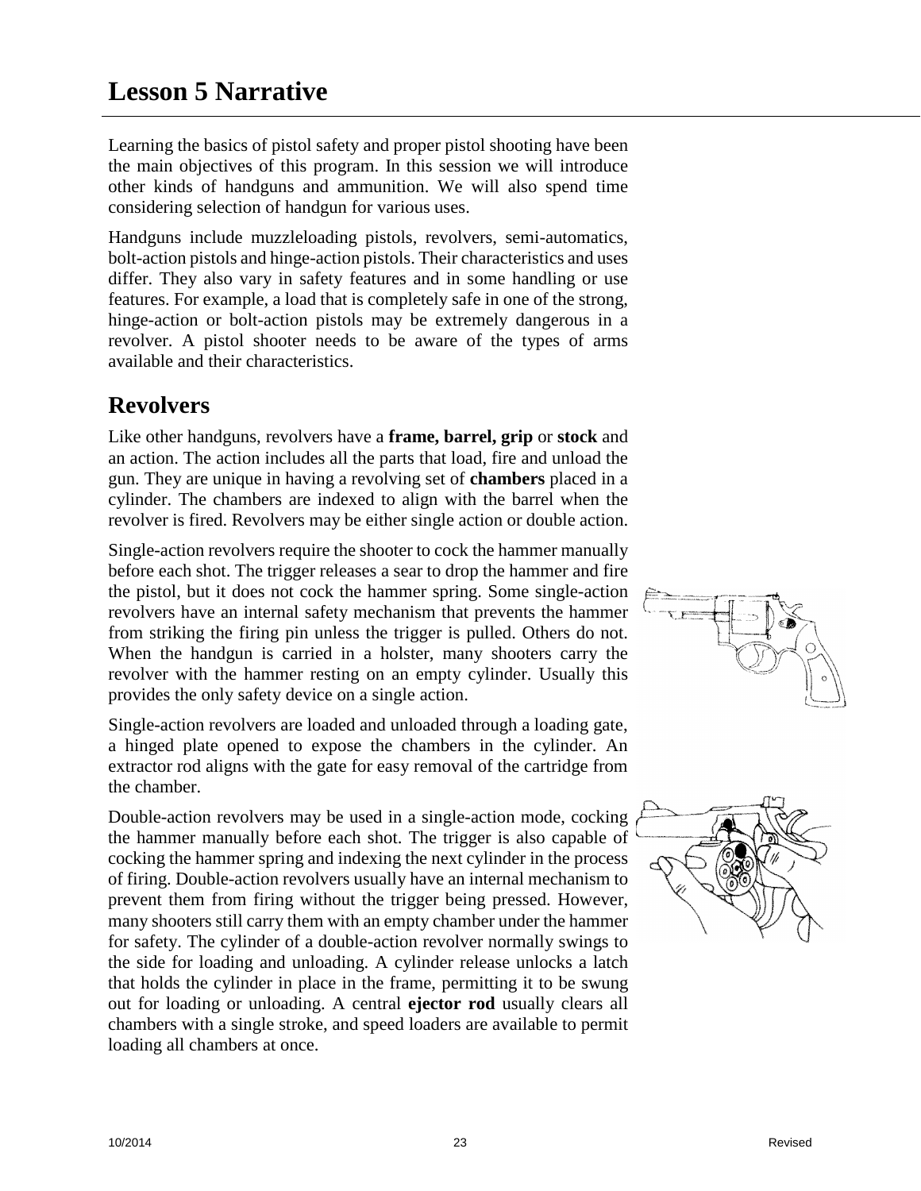# Lesson 5 Narrative

Learning the basics of pistol safety and proper pistol shooting have been the main objectives of this program. In this session we will introduce other kinds of handguns and ammunition. We will also spend time considering selection of handgun for various uses.

Handguns include muzzleloading pistols, revolvers, semi-automatics, bolt-action pistols and hinge-action pistols. Their characteristics and uses differ. They also vary in safety features and in some handling or use features. For example, a load that is completely safe in one of the strong, hinge-action or bolt-action pistols may be extremely dangerous in a revolver. A pistol shooter needs to be aware of the types of arms available and their characteristics.

## Revolvers

Like other handguns, revolvers have a **frame, barrel, grip** or **stock** and an action. The action includes all the parts that load, fire and unload the gun. They are unique in having a revolving set of **chambers** placed in a cylinder. The chambers are indexed to align with the barrel when the revolver is fired. Revolvers may be either single action or double action.

Single-action revolvers require the shooter to cock the hammer manually before each shot. The trigger releases a sear to drop the hammer and fire the pistol, but it does not cock the hammer spring. Some single-action revolvers have an internal safety mechanism that prevents the hammer from striking the firing pin unless the trigger is pulled. Others do not. When the handgun is carried in a holster, many shooters carry the revolver with the hammer resting on an empty cylinder. Usually this provides the only safety device on a single action.

Single-action revolvers are loaded and unloaded through a loading gate, a hinged plate opened to expose the chambers in the cylinder. An extractor rod aligns with the gate for easy removal of the cartridge from the chamber.

Double-action revolvers may be used in a single-action mode, cocking the hammer manually before each shot. The trigger is also capable of cocking the hammer spring and indexing the next cylinder in the process of firing. Double-action revolvers usually have an internal mechanism to prevent them from firing without the trigger being pressed. However, many shooters still carry them with an empty chamber under the hammer for safety. The cylinder of a double-action revolver normally swings to the side for loading and unloading. A cylinder release unlocks a latch that holds the cylinder in place in the frame, permitting it to be swung out for loading or unloading. A central **ejector rod** usually clears all chambers with a single stroke, and speed loaders are available to permit loading all chambers at once.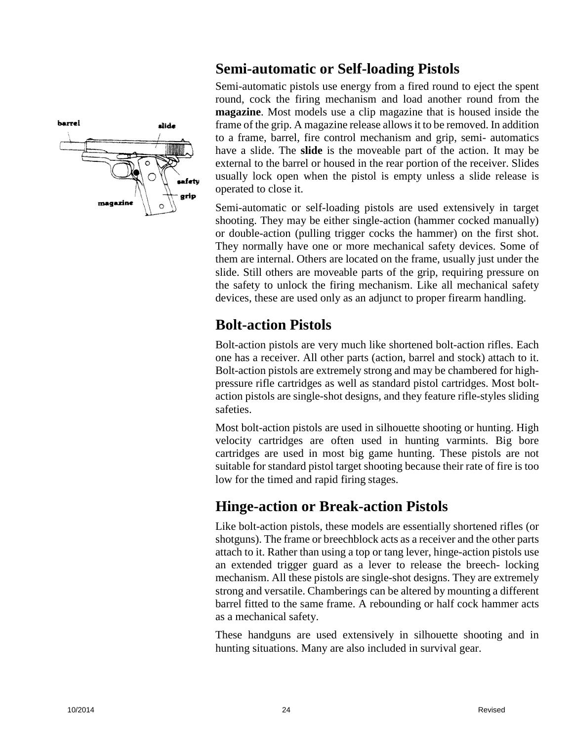## Semi-automatic or Self-loading Pistols

Semi-automatic pistols use energy from a fired round to eject the spent round, cock the firing mechanism and load another round from the **magazine**. Most models use a clip magazine that is housed inside the frame of the grip. A magazine release allows it to be removed. In addition to a frame, barrel, fire control mechanism and grip, semi- automatics have a slide. The **slide** is the moveable part of the action. It may be external to the barrel or housed in the rear portion of the receiver. Slides usually lock open when the pistol is empty unless a slide release is operated to close it.

Semi-automatic or self-loading pistols are used extensively in target shooting. They may be either single-action (hammer cocked manually) or double-action (pulling trigger cocks the hammer) on the first shot. They normally have one or more mechanical safety devices. Some of them are internal. Others are located on the frame, usually just under the slide. Still others are moveable parts of the grip, requiring pressure on the safety to unlock the firing mechanism. Like all mechanical safety devices, these are used only as an adjunct to proper firearm handling.

## Bolt-action Pistols

Bolt-action pistols are very much like shortened bolt-action rifles. Each one has a receiver. All other parts (action, barrel and stock) attach to it. Bolt-action pistols are extremely strong and may be chambered for high-pressure rifle cartridges as well as standard pistol cartridges. Most bolt-action pistols are single-shot designs, and they feature rifle-styles sliding safeties.

Most bolt-action pistols are used in silhouette shooting or hunting. High velocity cartridges are often used in hunting varmints. Big bore cartridges are used in most big game hunting. These pistols are not suitable for standard pistol target shooting because their rate of fire is too low for the timed and rapid firing stages.

## Hinge-action or Break-action Pistols

Like bolt-action pistols, these models are essentially shortened rifles (or shotguns). The frame or breechblock acts as a receiver and the other parts attach to it. Rather than using a top or tang lever, hinge-action pistols use an extended trigger guard as a lever to release the breech- locking mechanism. All these pistols are single-shot designs. They are extremely strong and versatile. Chamberings can be altered by mounting a different barrel fitted to the same frame. A rebounding or half cock hammer acts as a mechanical safety.

These handguns are used extensively in silhouette shooting and in hunting situations. Many are also included in survival gear.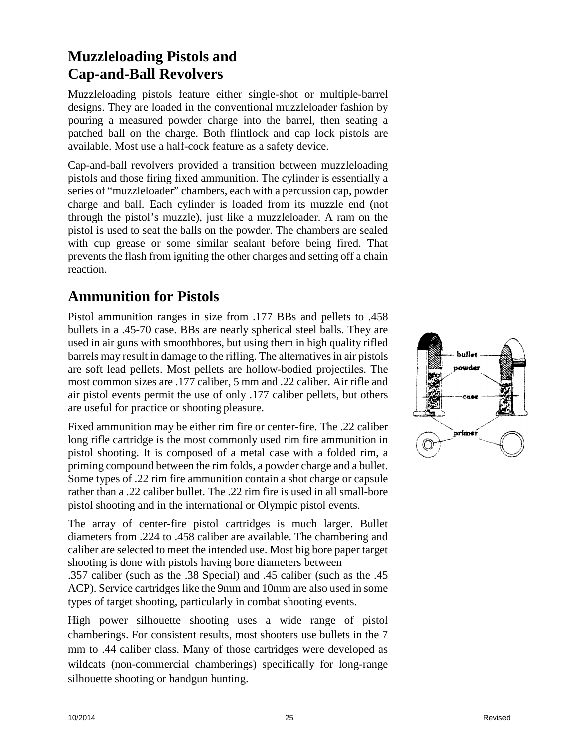## Muzzleloading Pistols and Cap-and-Ball Revolvers

Muzzleloading pistols feature either single-shot or multiple-barrel designs. They are loaded in the conventional muzzleloader fashion by pouring a measured powder charge into the barrel, then seating a patched ball on the charge. Both flintlock and cap lock pistols are available. Most use a half-cock feature as a safety device.

Cap-and-ball revolvers provided a transition between muzzleloading pistols and those firing fixed ammunition. The cylinder is essentially a series of "muzzleloader" chambers, each with a percussion cap, powder charge and ball. Each cylinder is loaded from its muzzle end (not through the pistol's muzzle), just like a muzzleloader. A ram on the pistol is used to seat the balls on the powder. The chambers are sealed with cup grease or some similar sealant before being fired. That prevents the flash from igniting the other charges and setting off a chain reaction.

## Ammunition for Pistols

Pistol ammunition ranges in size from .177 BBs and pellets to .458 bullets in a .45-70 case. BBs are nearly spherical steel balls. They are used in air guns with smoothbores, but using them in high quality rifled barrels may result in damage to the rifling. The alternatives in air pistols are soft lead pellets. Most pellets are hollow-bodied projectiles. The most common sizes are .177 caliber, 5 mm and .22 caliber. Air rifle and air pistol events permit the use of only .177 caliber pellets, but others are useful for practice or shooting pleasure.

Fixed ammunition may be either rim fire or center-fire. The .22 caliber long rifle cartridge is the most commonly used rim fire ammunition in pistol shooting. It is composed of a metal case with a folded rim, a priming compound between the rim folds, a powder charge and a bullet. Some types of .22 rim fire ammunition contain a shot charge or capsule rather than a .22 caliber bullet. The .22 rim fire is used in all small-bore pistol shooting and in the international or Olympic pistol events.

The array of center-fire pistol cartridges is much larger. Bullet diameters from .224 to .458 caliber are available. The chambering and caliber are selected to meet the intended use. Most big bore paper target shooting is done with pistols having bore diameters between .357 caliber (such as the .38 Special) and .45 caliber (such as the .45 ACP). Service cartridges like the 9mm and 10mm are also used in some types of target shooting, particularly in combat shooting events.

High power silhouette shooting uses a wide range of pistol chamberings. For consistent results, most shooters use bullets in the 7 mm to .44 caliber class. Many of those cartridges were developed as wildcats (non-commercial chamberings) specifically for long-range silhouette shooting or handgun hunting.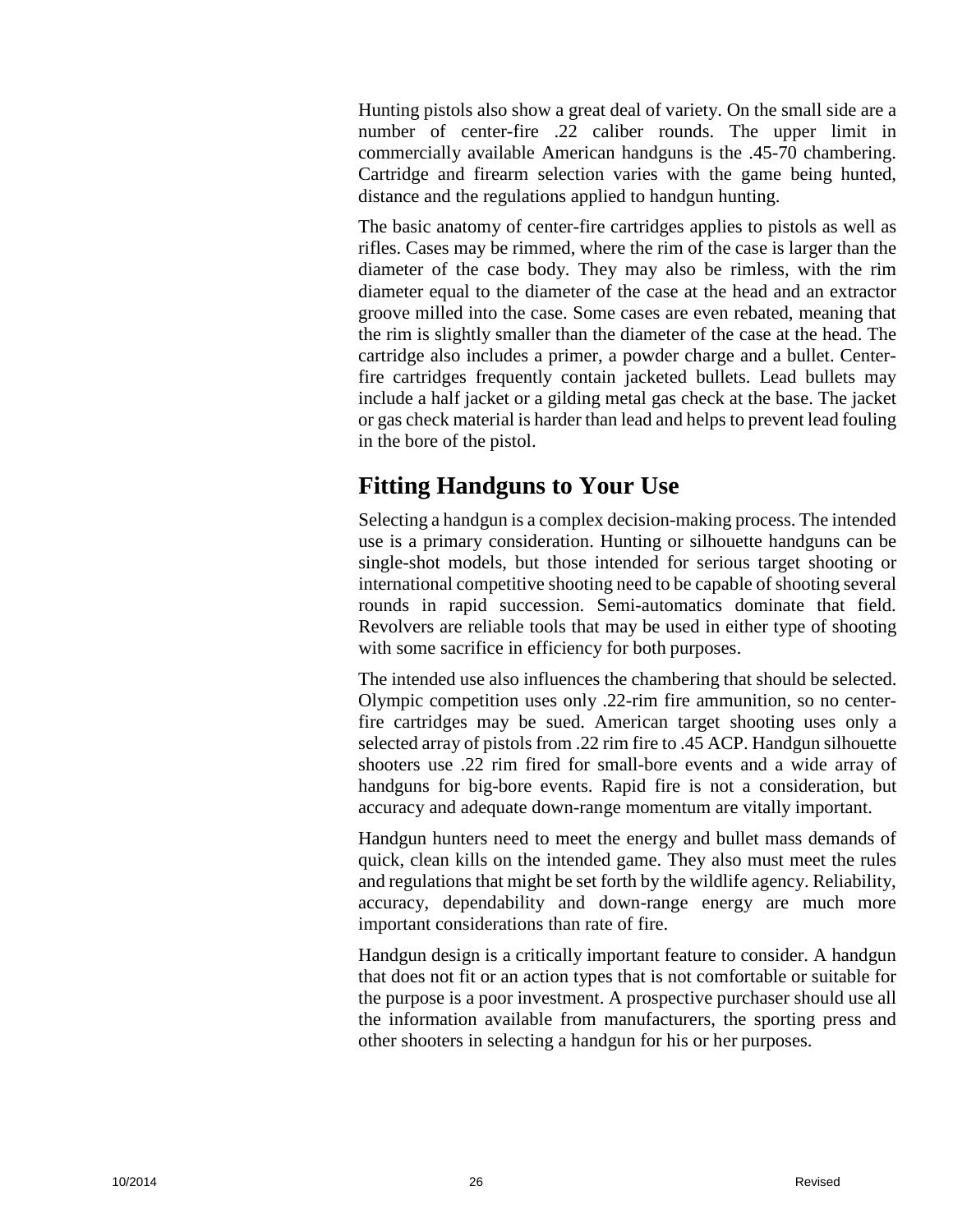Hunting pistols also show a great deal of variety. On the small side are a number of center-fire .22 caliber rounds. The upper limit in commercially available American handguns is the .45-70 chambering. Cartridge and firearm selection varies with the game being hunted, distance and the regulations applied to handgun hunting.

The basic anatomy of center-fire cartridges applies to pistols as well as rifles. Cases may be rimmed, where the rim of the case is larger than the diameter of the case body. They may also be rimless, with the rim diameter equal to the diameter of the case at the head and an extractor groove milled into the case. Some cases are even rebated, meaning that the rim is slightly smaller than the diameter of the case at the head. The cartridge also includes a primer, a powder charge and a bullet. Center-fire cartridges frequently contain jacketed bullets. Lead bullets may include a half jacket or a gilding metal gas check at the base. The jacket or gas check material is harder than lead and helps to prevent lead fouling in the bore of the pistol.

## Fitting Handguns to Your Use

Selecting a handgun is a complex decision-making process. The intended use is a primary consideration. Hunting or silhouette handguns can be single-shot models, but those intended for serious target shooting or international competitive shooting need to be capable of shooting several rounds in rapid succession. Semi-automatics dominate that field. Revolvers are reliable tools that may be used in either type of shooting with some sacrifice in efficiency for both purposes.

The intended use also influences the chambering that should be selected. Olympic competition uses only .22-rim fire ammunition, so no center-fire cartridges may be sued. American target shooting uses only a selected array of pistols from .22 rim fire to .45 ACP. Handgun silhouette shooters use .22 rim fired for small-bore events and a wide array of handguns for big-bore events. Rapid fire is not a consideration, but accuracy and adequate down-range momentum are vitally important.

Handgun hunters need to meet the energy and bullet mass demands of quick, clean kills on the intended game. They also must meet the rules and regulations that might be set forth by the wildlife agency. Reliability, accuracy, dependability and down-range energy are much more important considerations than rate of fire.

Handgun design is a critically important feature to consider. A handgun that does not fit or an action types that is not comfortable or suitable for the purpose is a poor investment. A prospective purchaser should use all the information available from manufacturers, the sporting press and other shooters in selecting a handgun for his or her purposes.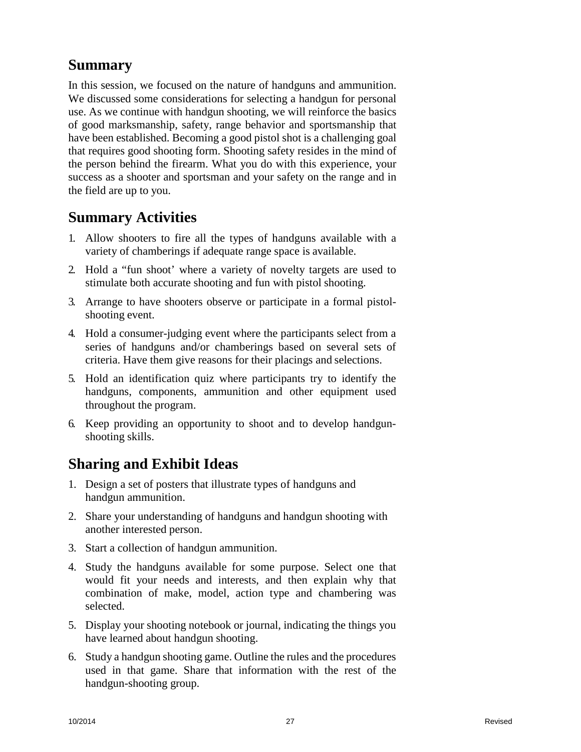## Summary

In this session, we focused on the nature of handguns and ammunition. We discussed some considerations for selecting a handgun for personal use. As we continue with handgun shooting, we will reinforce the basics of good marksmanship, safety, range behavior and sportsmanship that have been established. Becoming a good pistol shot is a challenging goal that requires good shooting form. Shooting safety resides in the mind of the person behind the firearm. What you do with this experience, your success as a shooter and sportsman and your safety on the range and in the field are up to you.

## Summary Activities

1. Allow shooters to fire all the types of handguns available with a variety of chamberings if adequate range space is available.
2. Hold a "fun shoot' where a variety of novelty targets are used to stimulate both accurate shooting and fun with pistol shooting.
3. Arrange to have shooters observe or participate in a formal pistol-shooting event.
4. Hold a consumer-judging event where the participants select from a series of handguns and/or chamberings based on several sets of criteria. Have them give reasons for their placings and selections.
5. Hold an identification quiz where participants try to identify the handguns, components, ammunition and other equipment used throughout the program.
6. Keep providing an opportunity to shoot and to develop handgun-shooting skills.

## Sharing and Exhibit Ideas

1. Design a set of posters that illustrate types of handguns and handgun ammunition.
2. Share your understanding of handguns and handgun shooting with another interested person.
3. Start a collection of handgun ammunition.
4. Study the handguns available for some purpose. Select one that would fit your needs and interests, and then explain why that combination of make, model, action type and chambering was selected.
5. Display your shooting notebook or journal, indicating the things you have learned about handgun shooting.
6. Study a handgun shooting game. Outline the rules and the procedures used in that game. Share that information with the rest of the handgun-shooting group.